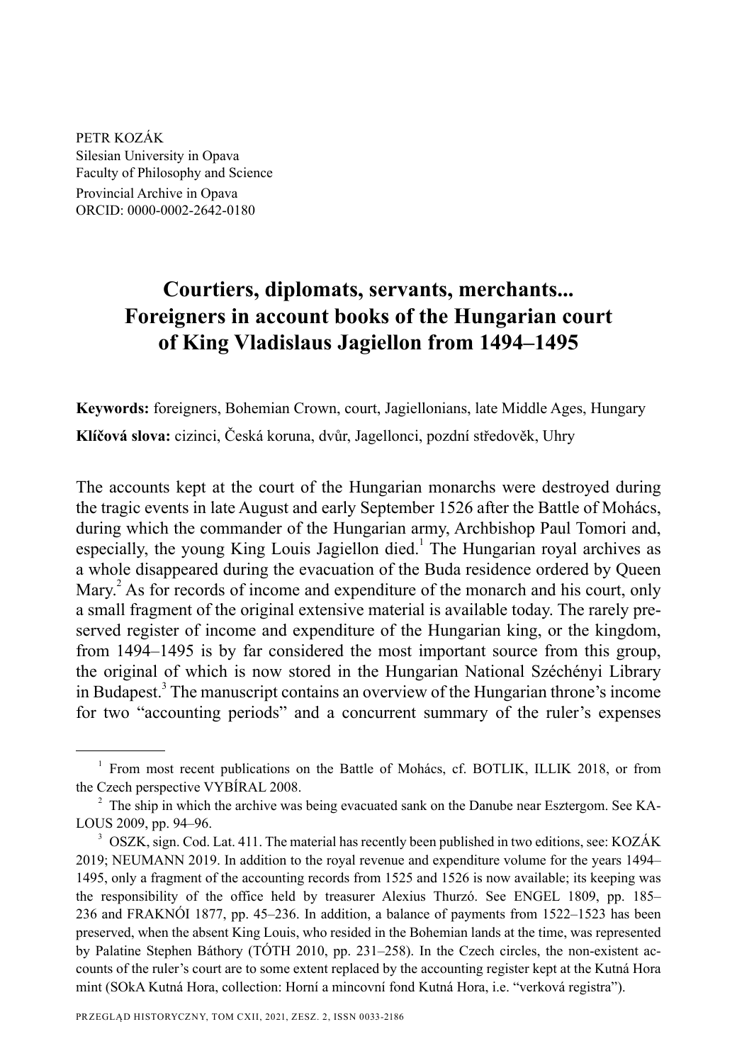PETR KOZÁK
Silesian University in Opava
Faculty of Philosophy and Science
Provincial Archive in Opava
ORCID: 0000-0002-2642-0180

# Courtiers, diplomats, servants, merchants... Foreigners in account books of the Hungarian court of King Vladislaus Jagiellon from 1494–1495

**Keywords:** foreigners, Bohemian Crown, court, Jagiellonians, late Middle Ages, Hungary

**Klíčová slova:** cizinci, Česká koruna, dvůr, Jagellonci, pozdní středověk, Uhry

The accounts kept at the court of the Hungarian monarchs were destroyed during the tragic events in late August and early September 1526 after the Battle of Mohács, during which the commander of the Hungarian army, Archbishop Paul Tomori and, especially, the young King Louis Jagiellon died.[1] The Hungarian royal archives as a whole disappeared during the evacuation of the Buda residence ordered by Queen Mary.[2] As for records of income and expenditure of the monarch and his court, only a small fragment of the original extensive material is available today. The rarely preserved register of income and expenditure of the Hungarian king, or the kingdom, from 1494–1495 is by far considered the most important source from this group, the original of which is now stored in the Hungarian National Széchényi Library in Budapest.[3] The manuscript contains an overview of the Hungarian throne's income for two "accounting periods" and a concurrent summary of the ruler's expenses

---

[1] From most recent publications on the Battle of Mohács, cf. BOTLIK, ILLIK 2018, or from the Czech perspective VYBÍRAL 2008.

[2] The ship in which the archive was being evacuated sank on the Danube near Esztergom. See KALOUS 2009, pp. 94–96.

[3] OSZK, sign. Cod. Lat. 411. The material has recently been published in two editions, see: KOZÁK 2019; NEUMANN 2019. In addition to the royal revenue and expenditure volume for the years 1494–1495, only a fragment of the accounting records from 1525 and 1526 is now available; its keeping was the responsibility of the office held by treasurer Alexius Thurzó. See ENGEL 1809, pp. 185–236 and FRAKNÓI 1877, pp. 45–236. In addition, a balance of payments from 1522–1523 has been preserved, when the absent King Louis, who resided in the Bohemian lands at the time, was represented by Palatine Stephen Báthory (TÓTH 2010, pp. 231–258). In the Czech circles, the non-existent accounts of the ruler's court are to some extent replaced by the accounting register kept at the Kutná Hora mint (SOkA Kutná Hora, collection: Horní a mincovní fond Kutná Hora, i.e. "verková registra").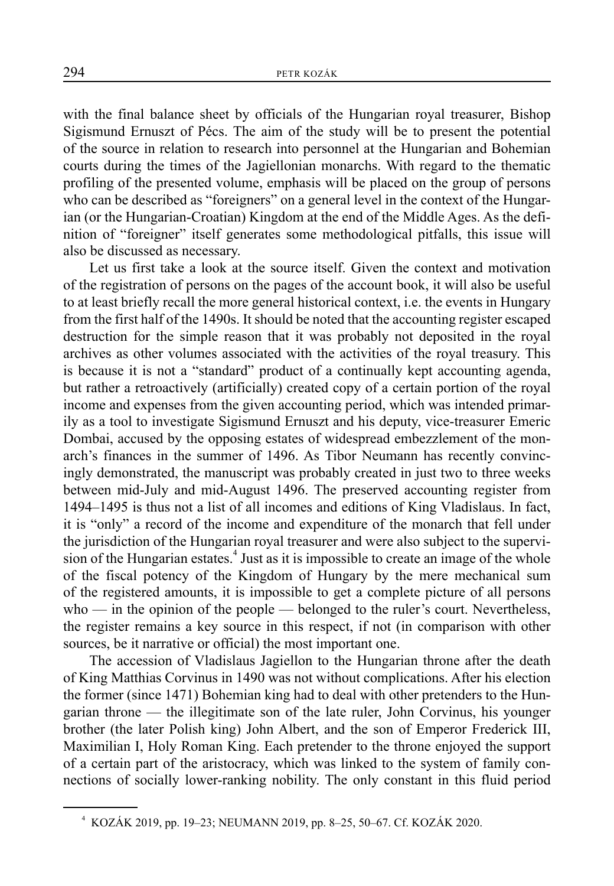with the final balance sheet by officials of the Hungarian royal treasurer, Bishop Sigismund Ernuszt of Pécs. The aim of the study will be to present the potential of the source in relation to research into personnel at the Hungarian and Bohemian courts during the times of the Jagiellonian monarchs. With regard to the thematic profiling of the presented volume, emphasis will be placed on the group of persons who can be described as "foreigners" on a general level in the context of the Hungarian (or the Hungarian-Croatian) Kingdom at the end of the Middle Ages. As the definition of "foreigner" itself generates some methodological pitfalls, this issue will also be discussed as necessary.

Let us first take a look at the source itself. Given the context and motivation of the registration of persons on the pages of the account book, it will also be useful to at least briefly recall the more general historical context, i.e. the events in Hungary from the first half of the 1490s. It should be noted that the accounting register escaped destruction for the simple reason that it was probably not deposited in the royal archives as other volumes associated with the activities of the royal treasury. This is because it is not a "standard" product of a continually kept accounting agenda, but rather a retroactively (artificially) created copy of a certain portion of the royal income and expenses from the given accounting period, which was intended primarily as a tool to investigate Sigismund Ernuszt and his deputy, vice-treasurer Emeric Dombai, accused by the opposing estates of widespread embezzlement of the monarch's finances in the summer of 1496. As Tibor Neumann has recently convincingly demonstrated, the manuscript was probably created in just two to three weeks between mid-July and mid-August 1496. The preserved accounting register from 1494–1495 is thus not a list of all incomes and editions of King Vladislaus. In fact, it is "only" a record of the income and expenditure of the monarch that fell under the jurisdiction of the Hungarian royal treasurer and were also subject to the supervision of the Hungarian estates.[4] Just as it is impossible to create an image of the whole of the fiscal potency of the Kingdom of Hungary by the mere mechanical sum of the registered amounts, it is impossible to get a complete picture of all persons who — in the opinion of the people — belonged to the ruler's court. Nevertheless, the register remains a key source in this respect, if not (in comparison with other sources, be it narrative or official) the most important one.

The accession of Vladislaus Jagiellon to the Hungarian throne after the death of King Matthias Corvinus in 1490 was not without complications. After his election the former (since 1471) Bohemian king had to deal with other pretenders to the Hungarian throne — the illegitimate son of the late ruler, John Corvinus, his younger brother (the later Polish king) John Albert, and the son of Emperor Frederick III, Maximilian I, Holy Roman King. Each pretender to the throne enjoyed the support of a certain part of the aristocracy, which was linked to the system of family connections of socially lower-ranking nobility. The only constant in this fluid period

[4] KOZÁK 2019, pp. 19–23; NEUMANN 2019, pp. 8–25, 50–67. Cf. KOZÁK 2020.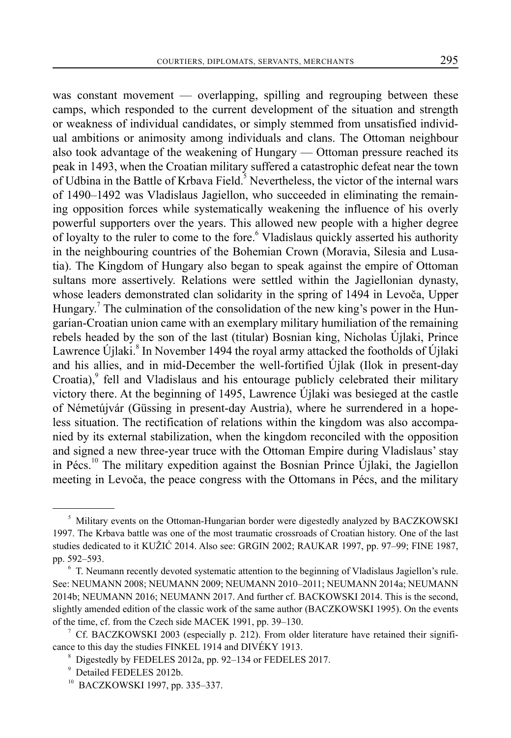was constant movement — overlapping, spilling and regrouping between these camps, which responded to the current development of the situation and strength or weakness of individual candidates, or simply stemmed from unsatisfied individual ambitions or animosity among individuals and clans. The Ottoman neighbour also took advantage of the weakening of Hungary — Ottoman pressure reached its peak in 1493, when the Croatian military suffered a catastrophic defeat near the town of Udbina in the Battle of Krbava Field.[5] Nevertheless, the victor of the internal wars of 1490–1492 was Vladislaus Jagiellon, who succeeded in eliminating the remaining opposition forces while systematically weakening the influence of his overly powerful supporters over the years. This allowed new people with a higher degree of loyalty to the ruler to come to the fore.[6] Vladislaus quickly asserted his authority in the neighbouring countries of the Bohemian Crown (Moravia, Silesia and Lusatia). The Kingdom of Hungary also began to speak against the empire of Ottoman sultans more assertively. Relations were settled within the Jagiellonian dynasty, whose leaders demonstrated clan solidarity in the spring of 1494 in Levoča, Upper Hungary.[7] The culmination of the consolidation of the new king's power in the Hungarian-Croatian union came with an exemplary military humiliation of the remaining rebels headed by the son of the last (titular) Bosnian king, Nicholas Újlaki, Prince Lawrence Újlaki.[8] In November 1494 the royal army attacked the footholds of Újlaki and his allies, and in mid-December the well-fortified Újlak (Ilok in present-day Croatia),[9] fell and Vladislaus and his entourage publicly celebrated their military victory there. At the beginning of 1495, Lawrence Újlaki was besieged at the castle of Németújvár (Güssing in present-day Austria), where he surrendered in a hopeless situation. The rectification of relations within the kingdom was also accompanied by its external stabilization, when the kingdom reconciled with the opposition and signed a new three-year truce with the Ottoman Empire during Vladislaus' stay in Pécs.[10] The military expedition against the Bosnian Prince Újlaki, the Jagiellon meeting in Levoča, the peace congress with the Ottomans in Pécs, and the military

---

[5] Military events on the Ottoman-Hungarian border were digestedly analyzed by BACZKOWSKI 1997. The Krbava battle was one of the most traumatic crossroads of Croatian history. One of the last studies dedicated to it KUŽIĆ 2014. Also see: GRGIN 2002; RAUKAR 1997, pp. 97–99; FINE 1987, pp. 592–593.

[6] T. Neumann recently devoted systematic attention to the beginning of Vladislaus Jagiellon's rule. See: NEUMANN 2008; NEUMANN 2009; NEUMANN 2010–2011; NEUMANN 2014a; NEUMANN 2014b; NEUMANN 2016; NEUMANN 2017. And further cf. BACKOWSKI 2014. This is the second, slightly amended edition of the classic work of the same author (BACZKOWSKI 1995). On the events of the time, cf. from the Czech side MACEK 1991, pp. 39–130.

[7] Cf. BACZKOWSKI 2003 (especially p. 212). From older literature have retained their significance to this day the studies FINKEL 1914 and DIVÉKY 1913.

[8] Digestedly by FEDELES 2012a, pp. 92–134 or FEDELES 2017.

[9] Detailed FEDELES 2012b.

[10] BACZKOWSKI 1997, pp. 335–337.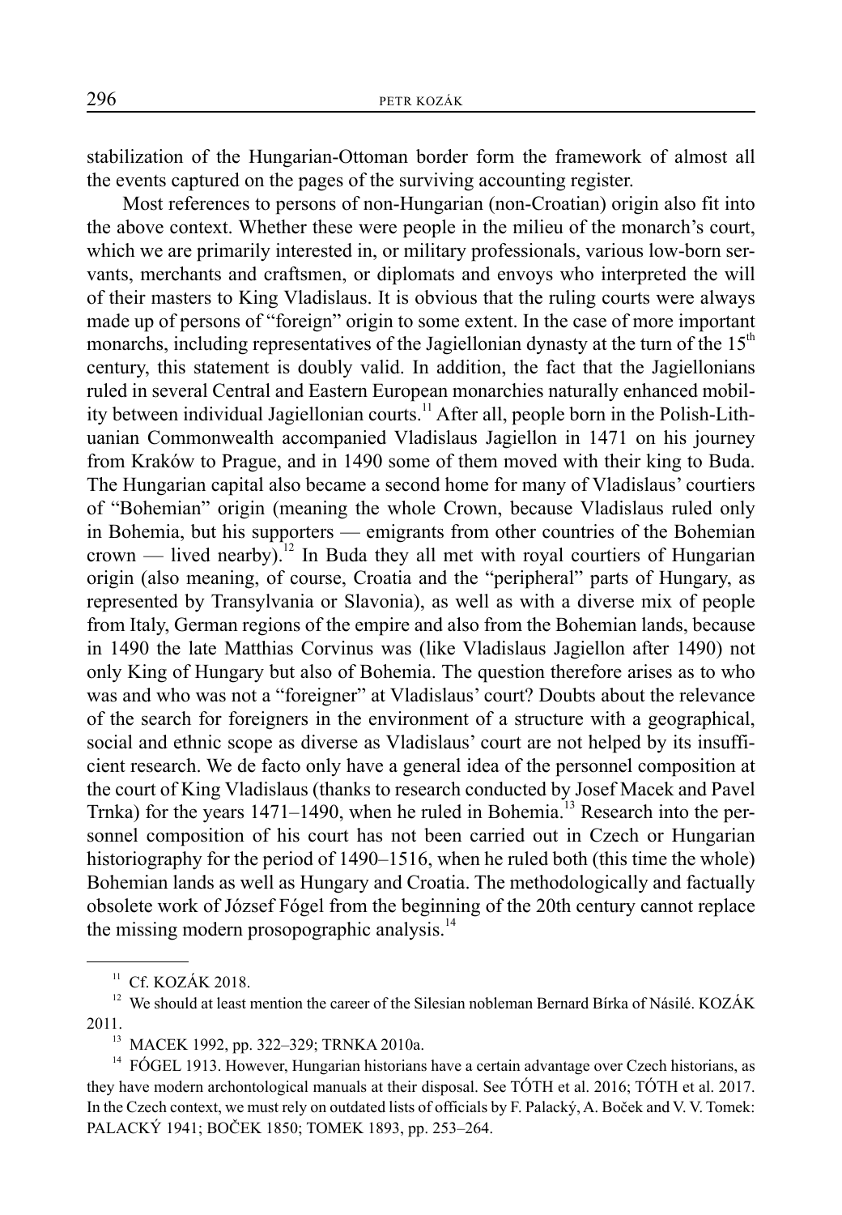stabilization of the Hungarian-Ottoman border form the framework of almost all the events captured on the pages of the surviving accounting register.

Most references to persons of non-Hungarian (non-Croatian) origin also fit into the above context. Whether these were people in the milieu of the monarch's court, which we are primarily interested in, or military professionals, various low-born servants, merchants and craftsmen, or diplomats and envoys who interpreted the will of their masters to King Vladislaus. It is obvious that the ruling courts were always made up of persons of "foreign" origin to some extent. In the case of more important monarchs, including representatives of the Jagiellonian dynasty at the turn of the 15th century, this statement is doubly valid. In addition, the fact that the Jagiellonians ruled in several Central and Eastern European monarchies naturally enhanced mobility between individual Jagiellonian courts.[11] After all, people born in the Polish-Lithuanian Commonwealth accompanied Vladislaus Jagiellon in 1471 on his journey from Kraków to Prague, and in 1490 some of them moved with their king to Buda. The Hungarian capital also became a second home for many of Vladislaus' courtiers of "Bohemian" origin (meaning the whole Crown, because Vladislaus ruled only in Bohemia, but his supporters — emigrants from other countries of the Bohemian crown — lived nearby).[12] In Buda they all met with royal courtiers of Hungarian origin (also meaning, of course, Croatia and the "peripheral" parts of Hungary, as represented by Transylvania or Slavonia), as well as with a diverse mix of people from Italy, German regions of the empire and also from the Bohemian lands, because in 1490 the late Matthias Corvinus was (like Vladislaus Jagiellon after 1490) not only King of Hungary but also of Bohemia. The question therefore arises as to who was and who was not a "foreigner" at Vladislaus' court? Doubts about the relevance of the search for foreigners in the environment of a structure with a geographical, social and ethnic scope as diverse as Vladislaus' court are not helped by its insufficient research. We de facto only have a general idea of the personnel composition at the court of King Vladislaus (thanks to research conducted by Josef Macek and Pavel Trnka) for the years 1471–1490, when he ruled in Bohemia.[13] Research into the personnel composition of his court has not been carried out in Czech or Hungarian historiography for the period of 1490–1516, when he ruled both (this time the whole) Bohemian lands as well as Hungary and Croatia. The methodologically and factually obsolete work of József Fógel from the beginning of the 20th century cannot replace the missing modern prosopographic analysis.[14]

---

[11] Cf. KOZÁK 2018.

[12] We should at least mention the career of the Silesian nobleman Bernard Bírka of Násilé. KOZÁK 2011.

[13] MACEK 1992, pp. 322–329; TRNKA 2010a.

[14] FÓGEL 1913. However, Hungarian historians have a certain advantage over Czech historians, as they have modern archontological manuals at their disposal. See TÓTH et al. 2016; TÓTH et al. 2017. In the Czech context, we must rely on outdated lists of officials by F. Palacký, A. Boček and V. V. Tomek: PALACKÝ 1941; BOČEK 1850; TOMEK 1893, pp. 253–264.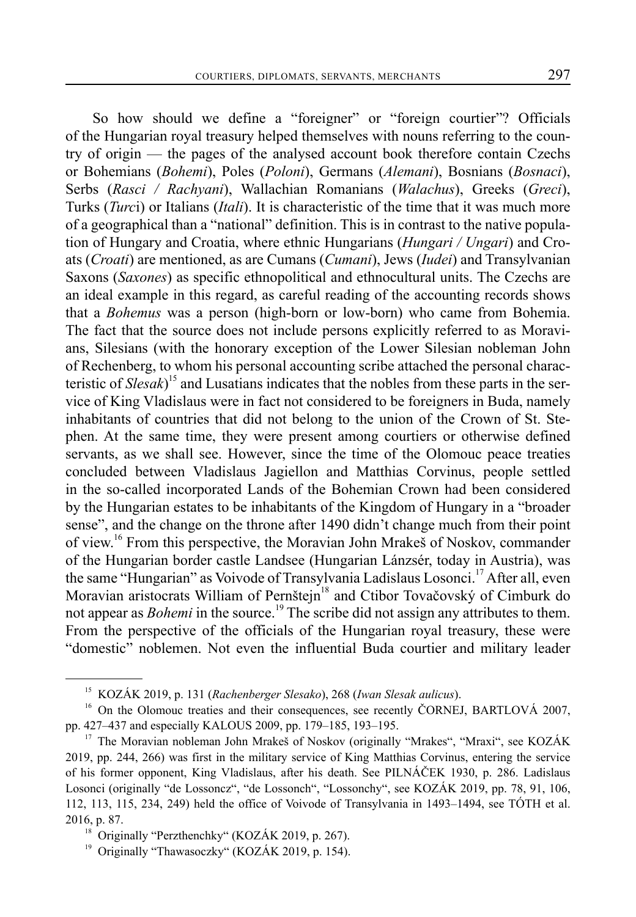So how should we define a "foreigner" or "foreign courtier"? Officials of the Hungarian royal treasury helped themselves with nouns referring to the country of origin — the pages of the analysed account book therefore contain Czechs or Bohemians (*Bohemi*), Poles (*Poloni*), Germans (*Alemani*), Bosnians (*Bosnaci*), Serbs (*Rasci / Rachyani*), Wallachian Romanians (*Walachus*), Greeks (*Greci*), Turks (*Turc*i) or Italians (*Itali*). It is characteristic of the time that it was much more of a geographical than a "national" definition. This is in contrast to the native population of Hungary and Croatia, where ethnic Hungarians (*Hungari / Ungari*) and Croats (*Croati*) are mentioned, as are Cumans (*Cumani*), Jews (*Iudei*) and Transylvanian Saxons (*Saxones*) as specific ethnopolitical and ethnocultural units. The Czechs are an ideal example in this regard, as careful reading of the accounting records shows that a *Bohemus* was a person (high-born or low-born) who came from Bohemia. The fact that the source does not include persons explicitly referred to as Moravians, Silesians (with the honorary exception of the Lower Silesian nobleman John of Rechenberg, to whom his personal accounting scribe attached the personal characteristic of *Slesak*)[15] and Lusatians indicates that the nobles from these parts in the service of King Vladislaus were in fact not considered to be foreigners in Buda, namely inhabitants of countries that did not belong to the union of the Crown of St. Stephen. At the same time, they were present among courtiers or otherwise defined servants, as we shall see. However, since the time of the Olomouc peace treaties concluded between Vladislaus Jagiellon and Matthias Corvinus, people settled in the so-called incorporated Lands of the Bohemian Crown had been considered by the Hungarian estates to be inhabitants of the Kingdom of Hungary in a "broader sense", and the change on the throne after 1490 didn't change much from their point of view.[16] From this perspective, the Moravian John Mrakeš of Noskov, commander of the Hungarian border castle Landsee (Hungarian Lánzsér, today in Austria), was the same "Hungarian" as Voivode of Transylvania Ladislaus Losonci.[17] After all, even Moravian aristocrats William of Pernštejn[18] and Ctibor Tovačovský of Cimburk do not appear as *Bohemi* in the source.[19] The scribe did not assign any attributes to them. From the perspective of the officials of the Hungarian royal treasury, these were "domestic" noblemen. Not even the influential Buda courtier and military leader

---

[15] KOZÁK 2019, p. 131 (*Rachenberger Slesako*), 268 (*Iwan Slesak aulicus*).

[16] On the Olomouc treaties and their consequences, see recently ČORNEJ, BARTLOVÁ 2007, pp. 427–437 and especially KALOUS 2009, pp. 179–185, 193–195.

[17] The Moravian nobleman John Mrakeš of Noskov (originally "Mrakes", "Mraxi", see KOZÁK 2019, pp. 244, 266) was first in the military service of King Matthias Corvinus, entering the service of his former opponent, King Vladislaus, after his death. See PILNÁČEK 1930, p. 286. Ladislaus Losonci (originally "de Lossoncz", "de Lossonch", "Lossonchy", see KOZÁK 2019, pp. 78, 91, 106, 112, 113, 115, 234, 249) held the office of Voivode of Transylvania in 1493–1494, see TÓTH et al. 2016, p. 87.

[18] Originally "Perzthenchky" (KOZÁK 2019, p. 267).

[19] Originally "Thawasoczky" (KOZÁK 2019, p. 154).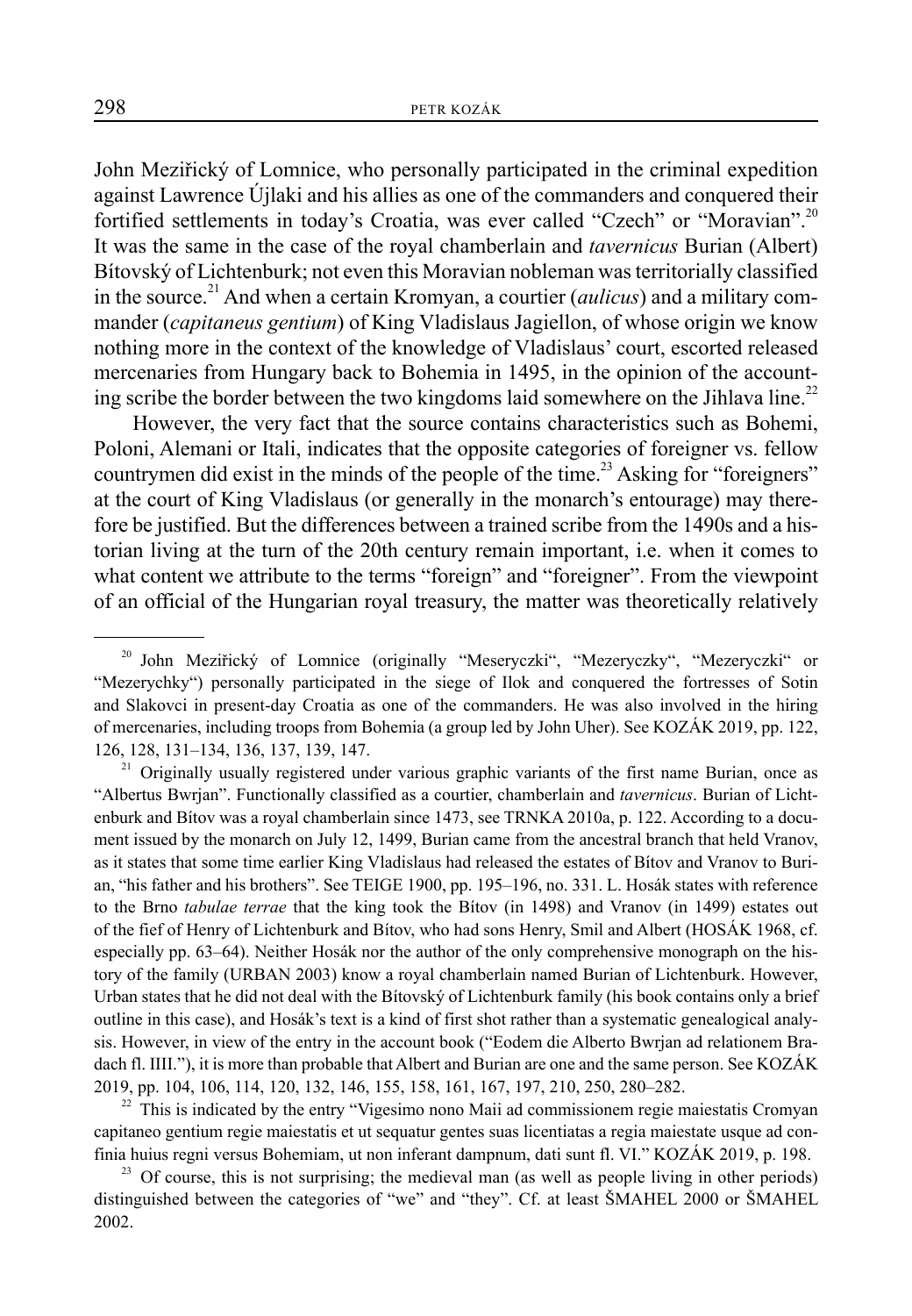John Meziřický of Lomnice, who personally participated in the criminal expedition against Lawrence Újlaki and his allies as one of the commanders and conquered their fortified settlements in today's Croatia, was ever called "Czech" or "Moravian".[20] It was the same in the case of the royal chamberlain and *tavernicus* Burian (Albert) Bítovský of Lichtenburk; not even this Moravian nobleman was territorially classified in the source.[21] And when a certain Kromyan, a courtier (*aulicus*) and a military commander (*capitaneus gentium*) of King Vladislaus Jagiellon, of whose origin we know nothing more in the context of the knowledge of Vladislaus' court, escorted released mercenaries from Hungary back to Bohemia in 1495, in the opinion of the accounting scribe the border between the two kingdoms laid somewhere on the Jihlava line.[22]

However, the very fact that the source contains characteristics such as Bohemi, Poloni, Alemani or Itali, indicates that the opposite categories of foreigner vs. fellow countrymen did exist in the minds of the people of the time.[23] Asking for "foreigners" at the court of King Vladislaus (or generally in the monarch's entourage) may therefore be justified. But the differences between a trained scribe from the 1490s and a historian living at the turn of the 20th century remain important, i.e. when it comes to what content we attribute to the terms "foreign" and "foreigner". From the viewpoint of an official of the Hungarian royal treasury, the matter was theoretically relatively

---

[20] John Meziřický of Lomnice (originally "Meseryczki", "Mezeryczky", "Mezeryczki" or "Mezerychky") personally participated in the siege of Ilok and conquered the fortresses of Sotin and Slakovci in present-day Croatia as one of the commanders. He was also involved in the hiring of mercenaries, including troops from Bohemia (a group led by John Uher). See KOZÁK 2019, pp. 122, 126, 128, 131–134, 136, 137, 139, 147.

[21] Originally usually registered under various graphic variants of the first name Burian, once as "Albertus Bwrjan". Functionally classified as a courtier, chamberlain and *tavernicus*. Burian of Lichtenburk and Bítov was a royal chamberlain since 1473, see TRNKA 2010a, p. 122. According to a document issued by the monarch on July 12, 1499, Burian came from the ancestral branch that held Vranov, as it states that some time earlier King Vladislaus had released the estates of Bítov and Vranov to Burian, "his father and his brothers". See TEIGE 1900, pp. 195–196, no. 331. L. Hosák states with reference to the Brno *tabulae terrae* that the king took the Bítov (in 1498) and Vranov (in 1499) estates out of the fief of Henry of Lichtenburk and Bítov, who had sons Henry, Smil and Albert (HOSÁK 1968, cf. especially pp. 63–64). Neither Hosák nor the author of the only comprehensive monograph on the history of the family (URBAN 2003) know a royal chamberlain named Burian of Lichtenburk. However, Urban states that he did not deal with the Bítovský of Lichtenburk family (his book contains only a brief outline in this case), and Hosák's text is a kind of first shot rather than a systematic genealogical analysis. However, in view of the entry in the account book ("Eodem die Alberto Bwrjan ad relationem Bradach fl. IIII."), it is more than probable that Albert and Burian are one and the same person. See KOZÁK 2019, pp. 104, 106, 114, 120, 132, 146, 155, 158, 161, 167, 197, 210, 250, 280–282.

[22] This is indicated by the entry "Vigesimo nono Maii ad commissionem regie maiestatis Cromyan capitaneo gentium regie maiestatis et ut sequatur gentes suas licentiatas a regia maiestate usque ad confinia huius regni versus Bohemiam, ut non inferant dampnum, dati sunt fl. VI." KOZÁK 2019, p. 198.

[23] Of course, this is not surprising; the medieval man (as well as people living in other periods) distinguished between the categories of "we" and "they". Cf. at least ŠMAHEL 2000 or ŠMAHEL 2002.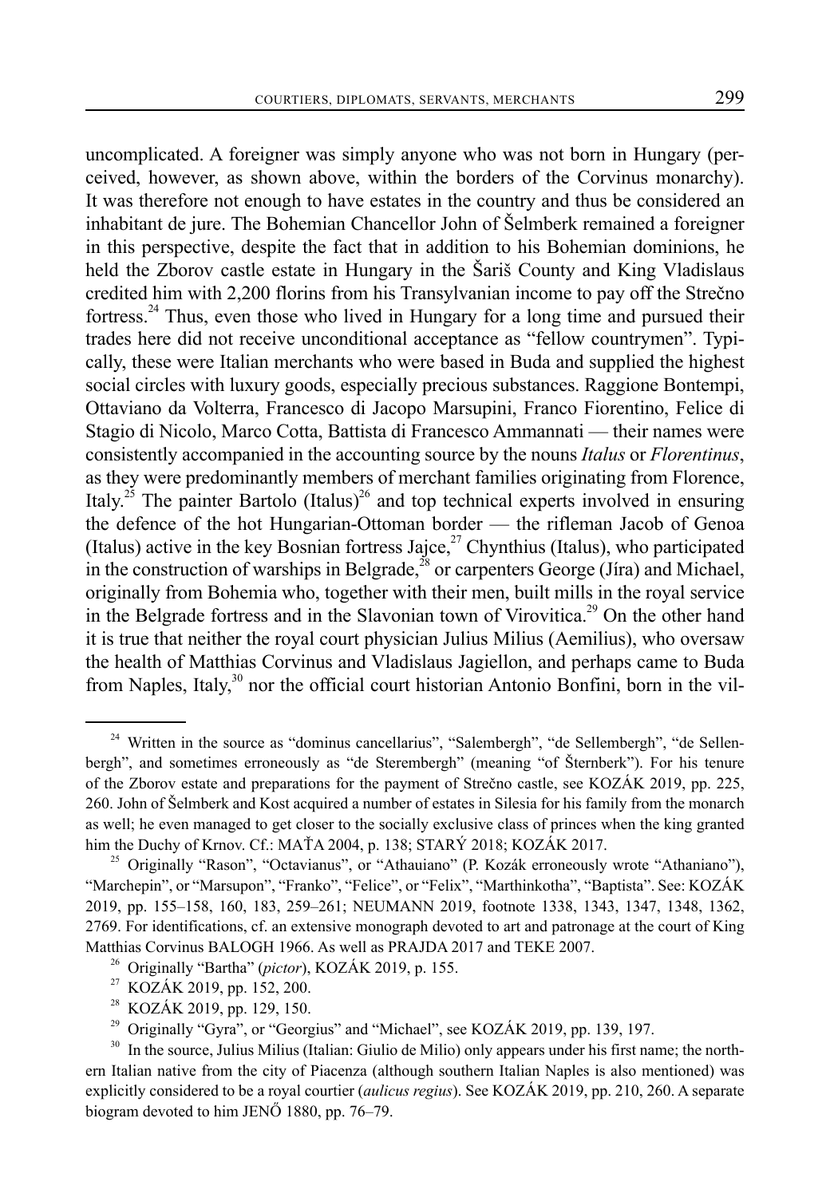uncomplicated. A foreigner was simply anyone who was not born in Hungary (perceived, however, as shown above, within the borders of the Corvinus monarchy). It was therefore not enough to have estates in the country and thus be considered an inhabitant de jure. The Bohemian Chancellor John of Šelmberk remained a foreigner in this perspective, despite the fact that in addition to his Bohemian dominions, he held the Zborov castle estate in Hungary in the Šariš County and King Vladislaus credited him with 2,200 florins from his Transylvanian income to pay off the Strečno fortress.[24] Thus, even those who lived in Hungary for a long time and pursued their trades here did not receive unconditional acceptance as "fellow countrymen". Typically, these were Italian merchants who were based in Buda and supplied the highest social circles with luxury goods, especially precious substances. Raggione Bontempi, Ottaviano da Volterra, Francesco di Jacopo Marsupini, Franco Fiorentino, Felice di Stagio di Nicolo, Marco Cotta, Battista di Francesco Ammannati — their names were consistently accompanied in the accounting source by the nouns *Italus* or *Florentinus*, as they were predominantly members of merchant families originating from Florence, Italy.[25] The painter Bartolo (Italus)[26] and top technical experts involved in ensuring the defence of the hot Hungarian-Ottoman border — the rifleman Jacob of Genoa (Italus) active in the key Bosnian fortress Jajce,[27] Chynthius (Italus), who participated in the construction of warships in Belgrade,[28] or carpenters George (Jíra) and Michael, originally from Bohemia who, together with their men, built mills in the royal service in the Belgrade fortress and in the Slavonian town of Virovitica.[29] On the other hand it is true that neither the royal court physician Julius Milius (Aemilius), who oversaw the health of Matthias Corvinus and Vladislaus Jagiellon, and perhaps came to Buda from Naples, Italy,[30] nor the official court historian Antonio Bonfini, born in the vil-

---

[24] Written in the source as "dominus cancellarius", "Salembergh", "de Sellembergh", "de Sellenbergh", and sometimes erroneously as "de Sterembergh" (meaning "of Šternberk"). For his tenure of the Zborov estate and preparations for the payment of Strečno castle, see KOZÁK 2019, pp. 225, 260. John of Šelmberk and Kost acquired a number of estates in Silesia for his family from the monarch as well; he even managed to get closer to the socially exclusive class of princes when the king granted him the Duchy of Krnov. Cf.: MAŤA 2004, p. 138; STARÝ 2018; KOZÁK 2017.

[25] Originally "Rason", "Octavianus", or "Athauiano" (P. Kozák erroneously wrote "Athaniano"), "Marchepin", or "Marsupon", "Franko", "Felice", or "Felix", "Marthinkotha", "Baptista". See: KOZÁK 2019, pp. 155–158, 160, 183, 259–261; NEUMANN 2019, footnote 1338, 1343, 1347, 1348, 1362, 2769. For identifications, cf. an extensive monograph devoted to art and patronage at the court of King Matthias Corvinus BALOGH 1966. As well as PRAJDA 2017 and TEKE 2007.

[26] Originally "Bartha" (*pictor*), KOZÁK 2019, p. 155.

[27] KOZÁK 2019, pp. 152, 200.

[28] KOZÁK 2019, pp. 129, 150.

[29] Originally "Gyra", or "Georgius" and "Michael", see KOZÁK 2019, pp. 139, 197.

[30] In the source, Julius Milius (Italian: Giulio de Milio) only appears under his first name; the northern Italian native from the city of Piacenza (although southern Italian Naples is also mentioned) was explicitly considered to be a royal courtier (*aulicus regius*). See KOZÁK 2019, pp. 210, 260. A separate biogram devoted to him JENŐ 1880, pp. 76–79.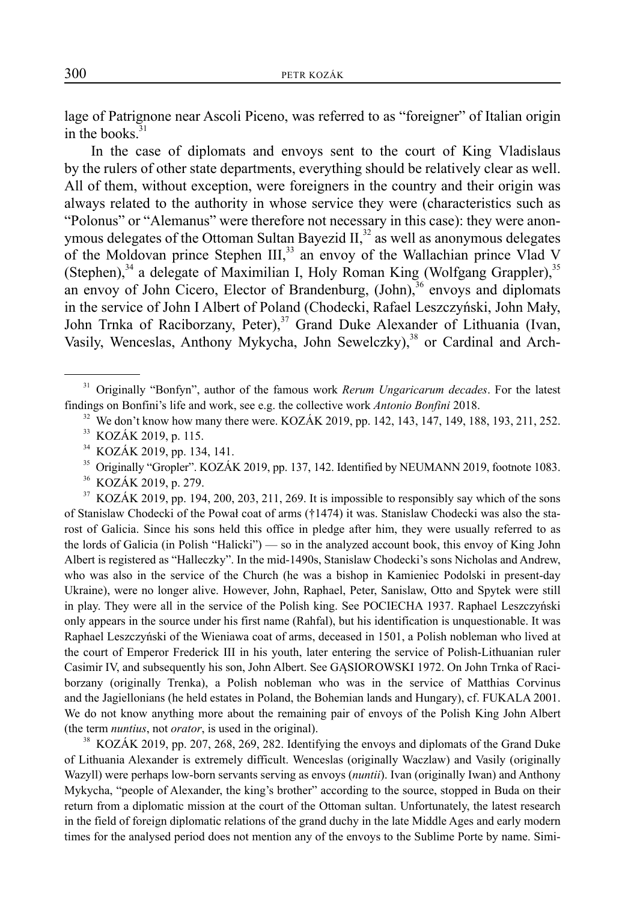lage of Patrignone near Ascoli Piceno, was referred to as "foreigner" of Italian origin in the books.[31]

In the case of diplomats and envoys sent to the court of King Vladislaus by the rulers of other state departments, everything should be relatively clear as well. All of them, without exception, were foreigners in the country and their origin was always related to the authority in whose service they were (characteristics such as "Polonus" or "Alemanus" were therefore not necessary in this case): they were anonymous delegates of the Ottoman Sultan Bayezid II,[32] as well as anonymous delegates of the Moldovan prince Stephen III,[33] an envoy of the Wallachian prince Vlad V (Stephen),[34] a delegate of Maximilian I, Holy Roman King (Wolfgang Grappler),[35] an envoy of John Cicero, Elector of Brandenburg, (John),[36] envoys and diplomats in the service of John I Albert of Poland (Chodecki, Rafael Leszczyński, John Mały, John Trnka of Raciborzany, Peter),[37] Grand Duke Alexander of Lithuania (Ivan, Vasily, Wenceslas, Anthony Mykycha, John Sewelczky),[38] or Cardinal and Arch-

---

[31] Originally "Bonfyn", author of the famous work *Rerum Ungaricarum decades*. For the latest findings on Bonfini's life and work, see e.g. the collective work *Antonio Bonfini* 2018.

[32] We don't know how many there were. KOZÁK 2019, pp. 142, 143, 147, 149, 188, 193, 211, 252.

[33] KOZÁK 2019, p. 115.

[34] KOZÁK 2019, pp. 134, 141.

[35] Originally "Gropler". KOZÁK 2019, pp. 137, 142. Identified by NEUMANN 2019, footnote 1083.

[36] KOZÁK 2019, p. 279.

[37] KOZÁK 2019, pp. 194, 200, 203, 211, 269. It is impossible to responsibly say which of the sons of Stanislaw Chodecki of the Pował coat of arms (†1474) it was. Stanislaw Chodecki was also the starost of Galicia. Since his sons held this office in pledge after him, they were usually referred to as the lords of Galicia (in Polish "Halicki") — so in the analyzed account book, this envoy of King John Albert is registered as "Halleczky". In the mid-1490s, Stanislaw Chodecki's sons Nicholas and Andrew, who was also in the service of the Church (he was a bishop in Kamieniec Podolski in present-day Ukraine), were no longer alive. However, John, Raphael, Peter, Sanislaw, Otto and Spytek were still in play. They were all in the service of the Polish king. See POCIECHA 1937. Raphael Leszczyński only appears in the source under his first name (Rahfal), but his identification is unquestionable. It was Raphael Leszczyński of the Wieniawa coat of arms, deceased in 1501, a Polish nobleman who lived at the court of Emperor Frederick III in his youth, later entering the service of Polish-Lithuanian ruler Casimir IV, and subsequently his son, John Albert. See GĄSIOROWSKI 1972. On John Trnka of Raciborzany (originally Trenka), a Polish nobleman who was in the service of Matthias Corvinus and the Jagiellonians (he held estates in Poland, the Bohemian lands and Hungary), cf. FUKALA 2001. We do not know anything more about the remaining pair of envoys of the Polish King John Albert (the term *nuntius*, not *orator*, is used in the original).

[38] KOZÁK 2019, pp. 207, 268, 269, 282. Identifying the envoys and diplomats of the Grand Duke of Lithuania Alexander is extremely difficult. Wenceslas (originally Waczlaw) and Vasily (originally Wazyll) were perhaps low-born servants serving as envoys (*nuntii*). Ivan (originally Iwan) and Anthony Mykycha, "people of Alexander, the king's brother" according to the source, stopped in Buda on their return from a diplomatic mission at the court of the Ottoman sultan. Unfortunately, the latest research in the field of foreign diplomatic relations of the grand duchy in the late Middle Ages and early modern times for the analysed period does not mention any of the envoys to the Sublime Porte by name. Simi-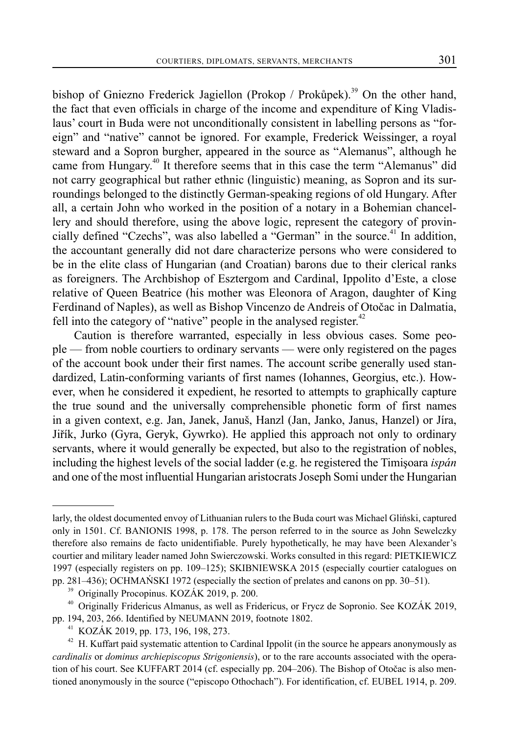bishop of Gniezno Frederick Jagiellon (Prokop / Prokůpek).[39] On the other hand, the fact that even officials in charge of the income and expenditure of King Vladislaus' court in Buda were not unconditionally consistent in labelling persons as "foreign" and "native" cannot be ignored. For example, Frederick Weissinger, a royal steward and a Sopron burgher, appeared in the source as "Alemanus", although he came from Hungary.[40] It therefore seems that in this case the term "Alemanus" did not carry geographical but rather ethnic (linguistic) meaning, as Sopron and its surroundings belonged to the distinctly German-speaking regions of old Hungary. After all, a certain John who worked in the position of a notary in a Bohemian chancellery and should therefore, using the above logic, represent the category of provincially defined "Czechs", was also labelled a "German" in the source.[41] In addition, the accountant generally did not dare characterize persons who were considered to be in the elite class of Hungarian (and Croatian) barons due to their clerical ranks as foreigners. The Archbishop of Esztergom and Cardinal, Ippolito d'Este, a close relative of Queen Beatrice (his mother was Eleonora of Aragon, daughter of King Ferdinand of Naples), as well as Bishop Vincenzo de Andreis of Otočac in Dalmatia, fell into the category of "native" people in the analysed register.[42]

Caution is therefore warranted, especially in less obvious cases. Some people — from noble courtiers to ordinary servants — were only registered on the pages of the account book under their first names. The account scribe generally used standardized, Latin-conforming variants of first names (Iohannes, Georgius, etc.). However, when he considered it expedient, he resorted to attempts to graphically capture the true sound and the universally comprehensible phonetic form of first names in a given context, e.g. Jan, Janek, Januš, Hanzl (Jan, Janko, Janus, Hanzel) or Jíra, Jiřík, Jurko (Gyra, Geryk, Gywrko). He applied this approach not only to ordinary servants, where it would generally be expected, but also to the registration of nobles, including the highest levels of the social ladder (e.g. he registered the Timişoara *ispán* and one of the most influential Hungarian aristocrats Joseph Somi under the Hungarian

---

larly, the oldest documented envoy of Lithuanian rulers to the Buda court was Michael Gliński, captured only in 1501. Cf. BANIONIS 1998, p. 178. The person referred to in the source as John Sewelczky therefore also remains de facto unidentifiable. Purely hypothetically, he may have been Alexander's courtier and military leader named John Swierczowski. Works consulted in this regard: PIETKIEWICZ 1997 (especially registers on pp. 109–125); SKIBNIEWSKA 2015 (especially courtier catalogues on pp. 281–436); OCHMAŃSKI 1972 (especially the section of prelates and canons on pp. 30–51).

[39] Originally Procopinus. KOZÁK 2019, p. 200.

[40] Originally Fridericus Almanus, as well as Fridericus, or Frycz de Sopronio. See KOZÁK 2019, pp. 194, 203, 266. Identified by NEUMANN 2019, footnote 1802.

[41] KOZÁK 2019, pp. 173, 196, 198, 273.

[42] H. Kuffart paid systematic attention to Cardinal Ippolit (in the source he appears anonymously as *cardinalis* or *dominus archiepiscopus Strigoniensis*), or to the rare accounts associated with the operation of his court. See KUFFART 2014 (cf. especially pp. 204–206). The Bishop of Otočac is also mentioned anonymously in the source ("episcopo Othochach"). For identification, cf. EUBEL 1914, p. 209.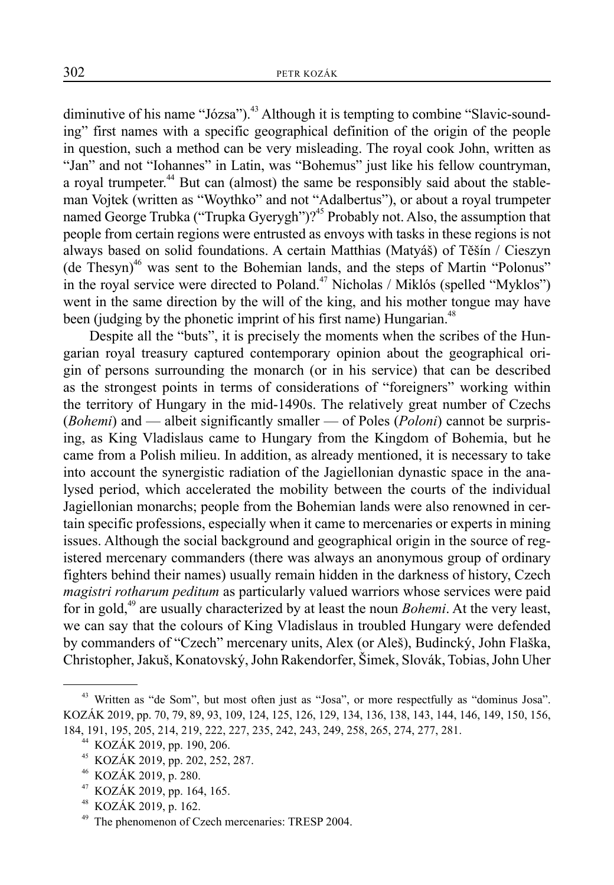diminutive of his name "Józsa").[43] Although it is tempting to combine "Slavic-sounding" first names with a specific geographical definition of the origin of the people in question, such a method can be very misleading. The royal cook John, written as "Jan" and not "Iohannes" in Latin, was "Bohemus" just like his fellow countryman, a royal trumpeter.[44] But can (almost) the same be responsibly said about the stableman Vojtek (written as "Woythko" and not "Adalbertus"), or about a royal trumpeter named George Trubka ("Trupka Gyerygh")?[45] Probably not. Also, the assumption that people from certain regions were entrusted as envoys with tasks in these regions is not always based on solid foundations. A certain Matthias (Matyáš) of Těšín / Cieszyn (de Thesyn)[46] was sent to the Bohemian lands, and the steps of Martin "Polonus" in the royal service were directed to Poland.[47] Nicholas / Miklós (spelled "Myklos") went in the same direction by the will of the king, and his mother tongue may have been (judging by the phonetic imprint of his first name) Hungarian.[48]

Despite all the "buts", it is precisely the moments when the scribes of the Hungarian royal treasury captured contemporary opinion about the geographical origin of persons surrounding the monarch (or in his service) that can be described as the strongest points in terms of considerations of "foreigners" working within the territory of Hungary in the mid-1490s. The relatively great number of Czechs (*Bohemi*) and — albeit significantly smaller — of Poles (*Poloni*) cannot be surprising, as King Vladislaus came to Hungary from the Kingdom of Bohemia, but he came from a Polish milieu. In addition, as already mentioned, it is necessary to take into account the synergistic radiation of the Jagiellonian dynastic space in the analysed period, which accelerated the mobility between the courts of the individual Jagiellonian monarchs; people from the Bohemian lands were also renowned in certain specific professions, especially when it came to mercenaries or experts in mining issues. Although the social background and geographical origin in the source of registered mercenary commanders (there was always an anonymous group of ordinary fighters behind their names) usually remain hidden in the darkness of history, Czech *magistri rotharum peditum* as particularly valued warriors whose services were paid for in gold,[49] are usually characterized by at least the noun *Bohemi*. At the very least, we can say that the colours of King Vladislaus in troubled Hungary were defended by commanders of "Czech" mercenary units, Alex (or Aleš), Budincký, John Flaška, Christopher, Jakuš, Konatovský, John Rakendorfer, Šimek, Slovák, Tobias, John Uher

---

[43] Written as "de Som", but most often just as "Josa", or more respectfully as "dominus Josa". KOZÁK 2019, pp. 70, 79, 89, 93, 109, 124, 125, 126, 129, 134, 136, 138, 143, 144, 146, 149, 150, 156, 184, 191, 195, 205, 214, 219, 222, 227, 235, 242, 243, 249, 258, 265, 274, 277, 281.

[44] KOZÁK 2019, pp. 190, 206.

[45] KOZÁK 2019, pp. 202, 252, 287.

[46] KOZÁK 2019, p. 280.

[47] KOZÁK 2019, pp. 164, 165.

[48] KOZÁK 2019, p. 162.

[49] The phenomenon of Czech mercenaries: TRESP 2004.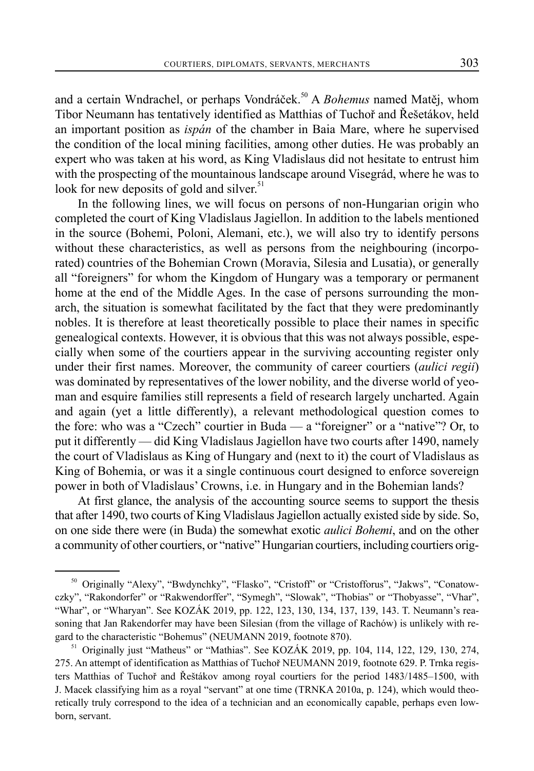and a certain Wndrachel, or perhaps Vondráček.[50] A *Bohemus* named Matěj, whom Tibor Neumann has tentatively identified as Matthias of Tuchoř and Řešetákov, held an important position as *ispán* of the chamber in Baia Mare, where he supervised the condition of the local mining facilities, among other duties. He was probably an expert who was taken at his word, as King Vladislaus did not hesitate to entrust him with the prospecting of the mountainous landscape around Visegrád, where he was to look for new deposits of gold and silver.[51]

In the following lines, we will focus on persons of non-Hungarian origin who completed the court of King Vladislaus Jagiellon. In addition to the labels mentioned in the source (Bohemi, Poloni, Alemani, etc.), we will also try to identify persons without these characteristics, as well as persons from the neighbouring (incorporated) countries of the Bohemian Crown (Moravia, Silesia and Lusatia), or generally all "foreigners" for whom the Kingdom of Hungary was a temporary or permanent home at the end of the Middle Ages. In the case of persons surrounding the monarch, the situation is somewhat facilitated by the fact that they were predominantly nobles. It is therefore at least theoretically possible to place their names in specific genealogical contexts. However, it is obvious that this was not always possible, especially when some of the courtiers appear in the surviving accounting register only under their first names. Moreover, the community of career courtiers (*aulici regii*) was dominated by representatives of the lower nobility, and the diverse world of yeoman and esquire families still represents a field of research largely uncharted. Again and again (yet a little differently), a relevant methodological question comes to the fore: who was a "Czech" courtier in Buda — a "foreigner" or a "native"? Or, to put it differently — did King Vladislaus Jagiellon have two courts after 1490, namely the court of Vladislaus as King of Hungary and (next to it) the court of Vladislaus as King of Bohemia, or was it a single continuous court designed to enforce sovereign power in both of Vladislaus' Crowns, i.e. in Hungary and in the Bohemian lands?

At first glance, the analysis of the accounting source seems to support the thesis that after 1490, two courts of King Vladislaus Jagiellon actually existed side by side. So, on one side there were (in Buda) the somewhat exotic *aulici Bohemi*, and on the other a community of other courtiers, or "native" Hungarian courtiers, including courtiers orig-

---

[50] Originally "Alexy", "Bwdynchky", "Flasko", "Cristoff" or "Cristofforus", "Jakws", "Conatowczky", "Rakondorfer" or "Rakwendorffer", "Symegh", "Slowak", "Thobias" or "Thobyasse", "Vhar", "Whar", or "Wharyan". See KOZÁK 2019, pp. 122, 123, 130, 134, 137, 139, 143. T. Neumann's reasoning that Jan Rakendorfer may have been Silesian (from the village of Rachów) is unlikely with regard to the characteristic "Bohemus" (NEUMANN 2019, footnote 870).

[51] Originally just "Matheus" or "Mathias". See KOZÁK 2019, pp. 104, 114, 122, 129, 130, 274, 275. An attempt of identification as Matthias of Tuchoř NEUMANN 2019, footnote 629. P. Trnka registers Matthias of Tuchoř and Řeštákov among royal courtiers for the period 1483/1485–1500, with J. Macek classifying him as a royal "servant" at one time (TRNKA 2010a, p. 124), which would theoretically truly correspond to the idea of a technician and an economically capable, perhaps even lowborn, servant.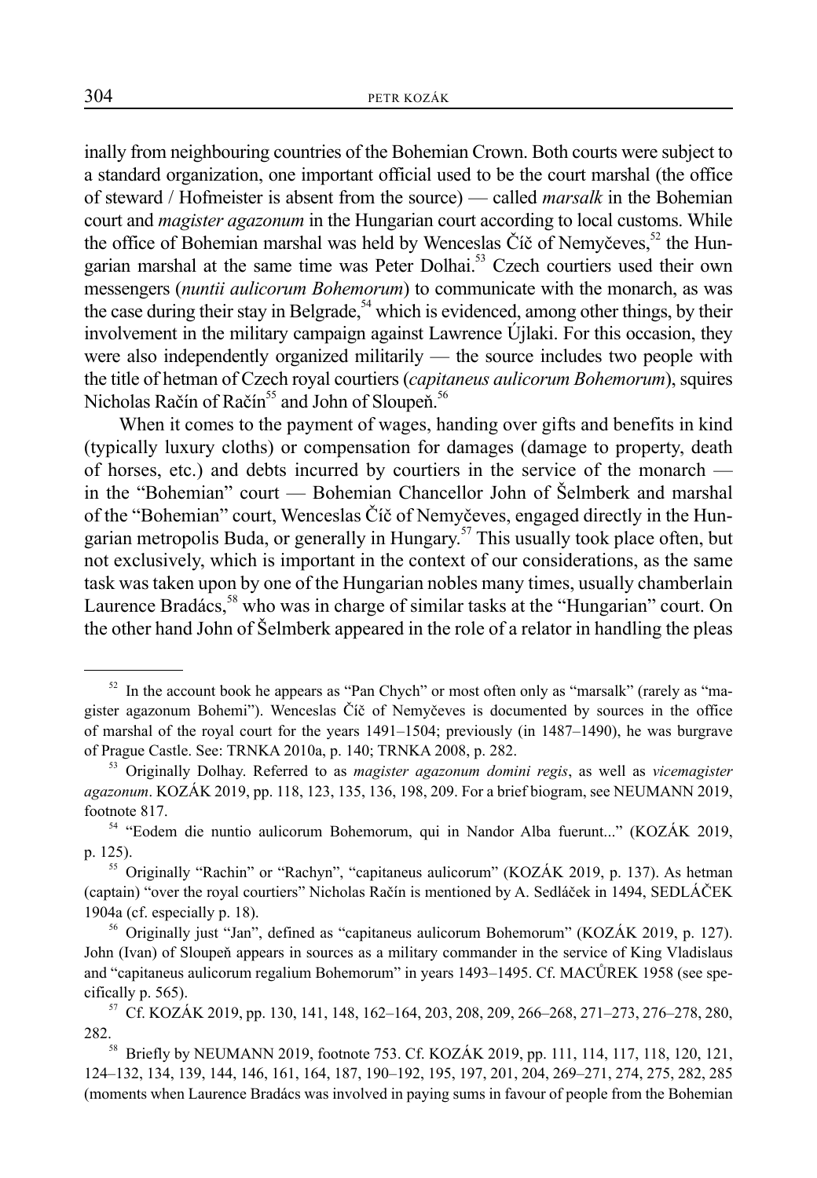inally from neighbouring countries of the Bohemian Crown. Both courts were subject to a standard organization, one important official used to be the court marshal (the office of steward / Hofmeister is absent from the source) — called *marsalk* in the Bohemian court and *magister agazonum* in the Hungarian court according to local customs. While the office of Bohemian marshal was held by Wenceslas Číč of Nemyčeves,[52] the Hungarian marshal at the same time was Peter Dolhai.[53] Czech courtiers used their own messengers (*nuntii aulicorum Bohemorum*) to communicate with the monarch, as was the case during their stay in Belgrade,[54] which is evidenced, among other things, by their involvement in the military campaign against Lawrence Újlaki. For this occasion, they were also independently organized militarily — the source includes two people with the title of hetman of Czech royal courtiers (*capitaneus aulicorum Bohemorum*), squires Nicholas Račín of Račín[55] and John of Sloupeň.[56]

When it comes to the payment of wages, handing over gifts and benefits in kind (typically luxury cloths) or compensation for damages (damage to property, death of horses, etc.) and debts incurred by courtiers in the service of the monarch — in the "Bohemian" court — Bohemian Chancellor John of Šelmberk and marshal of the "Bohemian" court, Wenceslas Číč of Nemyčeves, engaged directly in the Hungarian metropolis Buda, or generally in Hungary.[57] This usually took place often, but not exclusively, which is important in the context of our considerations, as the same task was taken upon by one of the Hungarian nobles many times, usually chamberlain Laurence Bradács,[58] who was in charge of similar tasks at the "Hungarian" court. On the other hand John of Šelmberk appeared in the role of a relator in handling the pleas

---

[52] In the account book he appears as "Pan Chych" or most often only as "marsalk" (rarely as "magister agazonum Bohemi"). Wenceslas Číč of Nemyčeves is documented by sources in the office of marshal of the royal court for the years 1491–1504; previously (in 1487–1490), he was burgrave of Prague Castle. See: TRNKA 2010a, p. 140; TRNKA 2008, p. 282.

[53] Originally Dolhay. Referred to as *magister agazonum domini regis*, as well as *vicemagister agazonum*. KOZÁK 2019, pp. 118, 123, 135, 136, 198, 209. For a brief biogram, see NEUMANN 2019, footnote 817.

[54] "Eodem die nuntio aulicorum Bohemorum, qui in Nandor Alba fuerunt..." (KOZÁK 2019, p. 125).

[55] Originally "Rachin" or "Rachyn", "capitaneus aulicorum" (KOZÁK 2019, p. 137). As hetman (captain) "over the royal courtiers" Nicholas Račín is mentioned by A. Sedláček in 1494, SEDLÁČEK 1904a (cf. especially p. 18).

[56] Originally just "Jan", defined as "capitaneus aulicorum Bohemorum" (KOZÁK 2019, p. 127). John (Ivan) of Sloupeň appears in sources as a military commander in the service of King Vladislaus and "capitaneus aulicorum regalium Bohemorum" in years 1493–1495. Cf. MACŮREK 1958 (see specifically p. 565).

[57] Cf. KOZÁK 2019, pp. 130, 141, 148, 162–164, 203, 208, 209, 266–268, 271–273, 276–278, 280, 282.

[58] Briefly by NEUMANN 2019, footnote 753. Cf. KOZÁK 2019, pp. 111, 114, 117, 118, 120, 121, 124–132, 134, 139, 144, 146, 161, 164, 187, 190–192, 195, 197, 201, 204, 269–271, 274, 275, 282, 285 (moments when Laurence Bradács was involved in paying sums in favour of people from the Bohemian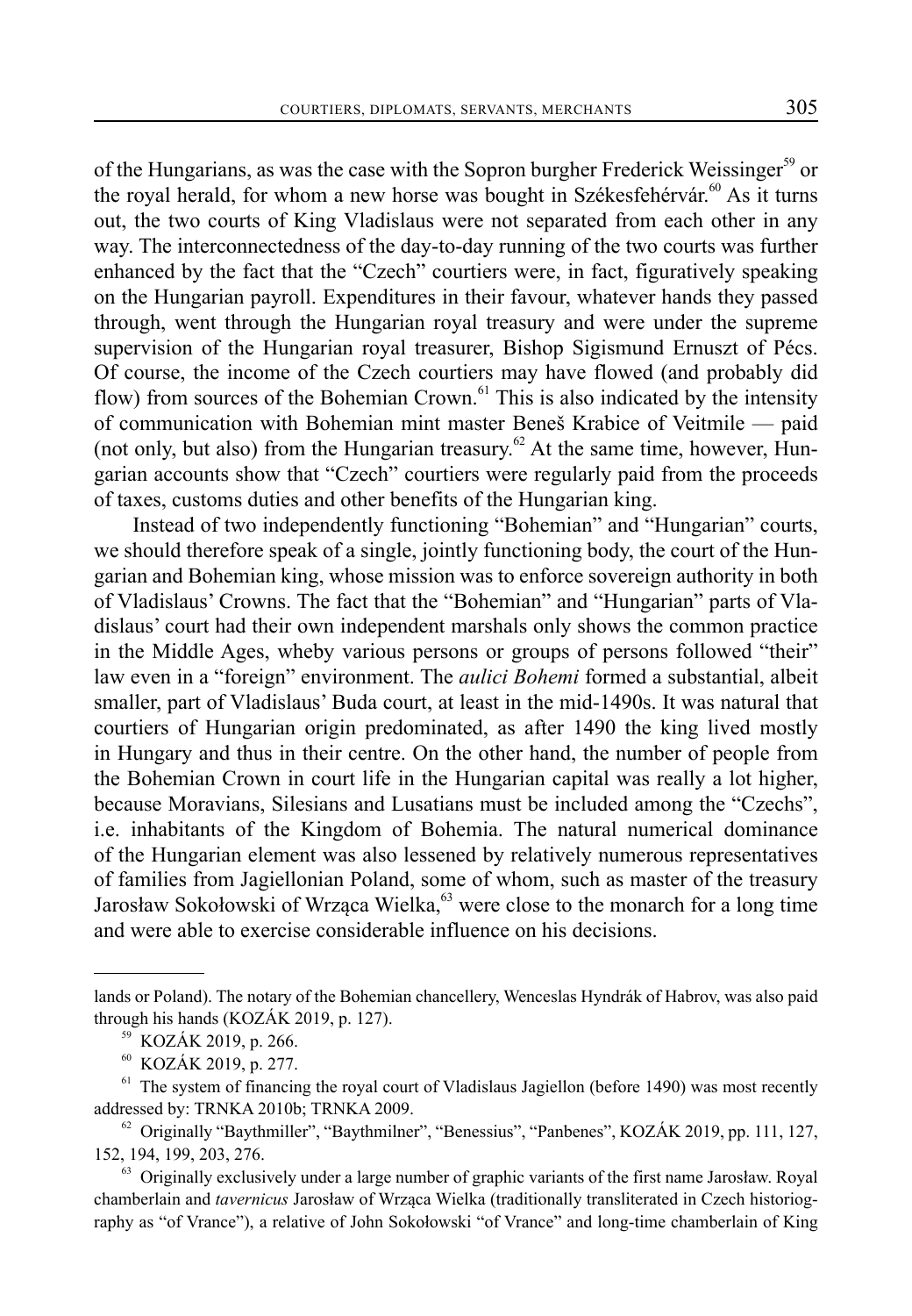of the Hungarians, as was the case with the Sopron burgher Frederick Weissinger[59] or the royal herald, for whom a new horse was bought in Székesfehérvár.[60] As it turns out, the two courts of King Vladislaus were not separated from each other in any way. The interconnectedness of the day-to-day running of the two courts was further enhanced by the fact that the "Czech" courtiers were, in fact, figuratively speaking on the Hungarian payroll. Expenditures in their favour, whatever hands they passed through, went through the Hungarian royal treasury and were under the supreme supervision of the Hungarian royal treasurer, Bishop Sigismund Ernuszt of Pécs. Of course, the income of the Czech courtiers may have flowed (and probably did flow) from sources of the Bohemian Crown.[61] This is also indicated by the intensity of communication with Bohemian mint master Beneš Krabice of Veitmile — paid (not only, but also) from the Hungarian treasury.[62] At the same time, however, Hungarian accounts show that "Czech" courtiers were regularly paid from the proceeds of taxes, customs duties and other benefits of the Hungarian king.

Instead of two independently functioning "Bohemian" and "Hungarian" courts, we should therefore speak of a single, jointly functioning body, the court of the Hungarian and Bohemian king, whose mission was to enforce sovereign authority in both of Vladislaus' Crowns. The fact that the "Bohemian" and "Hungarian" parts of Vladislaus' court had their own independent marshals only shows the common practice in the Middle Ages, wheby various persons or groups of persons followed "their" law even in a "foreign" environment. The *aulici Bohemi* formed a substantial, albeit smaller, part of Vladislaus' Buda court, at least in the mid-1490s. It was natural that courtiers of Hungarian origin predominated, as after 1490 the king lived mostly in Hungary and thus in their centre. On the other hand, the number of people from the Bohemian Crown in court life in the Hungarian capital was really a lot higher, because Moravians, Silesians and Lusatians must be included among the "Czechs", i.e. inhabitants of the Kingdom of Bohemia. The natural numerical dominance of the Hungarian element was also lessened by relatively numerous representatives of families from Jagiellonian Poland, some of whom, such as master of the treasury Jarosław Sokołowski of Wrząca Wielka,[63] were close to the monarch for a long time and were able to exercise considerable influence on his decisions.

---

lands or Poland). The notary of the Bohemian chancellery, Wenceslas Hyndrák of Habrov, was also paid through his hands (KOZÁK 2019, p. 127).

[59] KOZÁK 2019, p. 266.

[60] KOZÁK 2019, p. 277.

[61] The system of financing the royal court of Vladislaus Jagiellon (before 1490) was most recently addressed by: TRNKA 2010b; TRNKA 2009.

[62] Originally "Baythmiller", "Baythmilner", "Benessius", "Panbenes", KOZÁK 2019, pp. 111, 127, 152, 194, 199, 203, 276.

[63] Originally exclusively under a large number of graphic variants of the first name Jarosław. Royal chamberlain and *tavernicus* Jarosław of Wrząca Wielka (traditionally transliterated in Czech historiography as "of Vrance"), a relative of John Sokołowski "of Vrance" and long-time chamberlain of King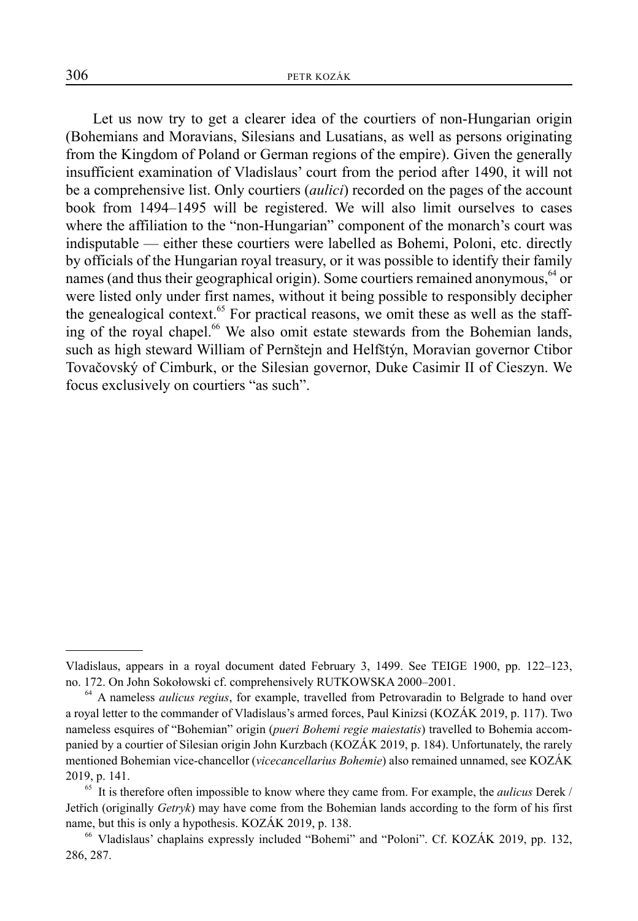Let us now try to get a clearer idea of the courtiers of non-Hungarian origin (Bohemians and Moravians, Silesians and Lusatians, as well as persons originating from the Kingdom of Poland or German regions of the empire). Given the generally insufficient examination of Vladislaus' court from the period after 1490, it will not be a comprehensive list. Only courtiers (*aulici*) recorded on the pages of the account book from 1494–1495 will be registered. We will also limit ourselves to cases where the affiliation to the "non-Hungarian" component of the monarch's court was indisputable — either these courtiers were labelled as Bohemi, Poloni, etc. directly by officials of the Hungarian royal treasury, or it was possible to identify their family names (and thus their geographical origin). Some courtiers remained anonymous,[64] or were listed only under first names, without it being possible to responsibly decipher the genealogical context.[65] For practical reasons, we omit these as well as the staffing of the royal chapel.[66] We also omit estate stewards from the Bohemian lands, such as high steward William of Pernštejn and Helfštýn, Moravian governor Ctibor Tovačovský of Cimburk, or the Silesian governor, Duke Casimir II of Cieszyn. We focus exclusively on courtiers "as such".

---

Vladislaus, appears in a royal document dated February 3, 1499. See TEIGE 1900, pp. 122–123, no. 172. On John Sokołowski cf. comprehensively RUTKOWSKA 2000–2001.

[64] A nameless *aulicus regius*, for example, travelled from Petrovaradin to Belgrade to hand over a royal letter to the commander of Vladislaus's armed forces, Paul Kinizsi (KOZÁK 2019, p. 117). Two nameless esquires of "Bohemian" origin (*pueri Bohemi regie maiestatis*) travelled to Bohemia accompanied by a courtier of Silesian origin John Kurzbach (KOZÁK 2019, p. 184). Unfortunately, the rarely mentioned Bohemian vice-chancellor (*vicecancellarius Bohemie*) also remained unnamed, see KOZÁK 2019, p. 141.

[65] It is therefore often impossible to know where they came from. For example, the *aulicus* Derek / Jetřich (originally *Getryk*) may have come from the Bohemian lands according to the form of his first name, but this is only a hypothesis. KOZÁK 2019, p. 138.

[66] Vladislaus' chaplains expressly included "Bohemi" and "Poloni". Cf. KOZÁK 2019, pp. 132, 286, 287.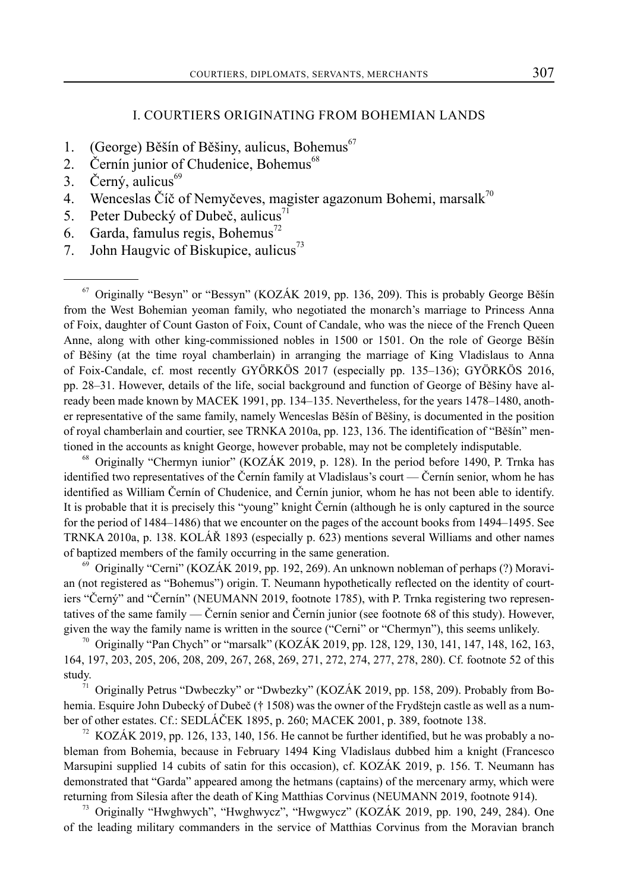## I. COURTIERS ORIGINATING FROM BOHEMIAN LANDS

1. (George) Běšín of Běšiny, aulicus, Bohemus[67]
2. Černín junior of Chudenice, Bohemus[68]
3. Černý, aulicus[69]
4. Wenceslas Číč of Nemyčeves, magister agazonum Bohemi, marsalk[70]
5. Peter Dubecký of Dubeč, aulicus[71]
6. Garda, famulus regis, Bohemus[72]
7. John Haugvic of Biskupice, aulicus[73]

---

[67] Originally "Besyn" or "Bessyn" (KOZÁK 2019, pp. 136, 209). This is probably George Běšín from the West Bohemian yeoman family, who negotiated the monarch's marriage to Princess Anna of Foix, daughter of Count Gaston of Foix, Count of Candale, who was the niece of the French Queen Anne, along with other king-commissioned nobles in 1500 or 1501. On the role of George Běšín of Běšiny (at the time royal chamberlain) in arranging the marriage of King Vladislaus to Anna of Foix-Candale, cf. most recently GYÖRKÖS 2017 (especially pp. 135–136); GYÖRKÖS 2016, pp. 28–31. However, details of the life, social background and function of George of Běšiny have already been made known by MACEK 1991, pp. 134–135. Nevertheless, for the years 1478–1480, another representative of the same family, namely Wenceslas Běšín of Běšiny, is documented in the position of royal chamberlain and courtier, see TRNKA 2010a, pp. 123, 136. The identification of "Běšín" mentioned in the accounts as knight George, however probable, may not be completely indisputable.

[68] Originally "Chermyn iunior" (KOZÁK 2019, p. 128). In the period before 1490, P. Trnka has identified two representatives of the Černín family at Vladislaus's court — Černín senior, whom he has identified as William Černín of Chudenice, and Černín junior, whom he has not been able to identify. It is probable that it is precisely this "young" knight Černín (although he is only captured in the source for the period of 1484–1486) that we encounter on the pages of the account books from 1494–1495. See TRNKA 2010a, p. 138. KOLÁŘ 1893 (especially p. 623) mentions several Williams and other names of baptized members of the family occurring in the same generation.

[69] Originally "Cerni" (KOZÁK 2019, p. 192, 269). An unknown nobleman of perhaps (?) Moravian (not registered as "Bohemus") origin. T. Neumann hypothetically reflected on the identity of courtiers "Černý" and "Černín" (NEUMANN 2019, footnote 1785), with P. Trnka registering two representatives of the same family — Černín senior and Černín junior (see footnote 68 of this study). However, given the way the family name is written in the source ("Cerni" or "Chermyn"), this seems unlikely.

[70] Originally "Pan Chych" or "marsalk" (KOZÁK 2019, pp. 128, 129, 130, 141, 147, 148, 162, 163, 164, 197, 203, 205, 206, 208, 209, 267, 268, 269, 271, 272, 274, 277, 278, 280). Cf. footnote 52 of this study.

[71] Originally Petrus "Dwbeczky" or "Dwbezky" (KOZÁK 2019, pp. 158, 209). Probably from Bohemia. Esquire John Dubecký of Dubeč († 1508) was the owner of the Frydštejn castle as well as a number of other estates. Cf.: SEDLÁČEK 1895, p. 260; MACEK 2001, p. 389, footnote 138.

[72] KOZÁK 2019, pp. 126, 133, 140, 156. He cannot be further identified, but he was probably a nobleman from Bohemia, because in February 1494 King Vladislaus dubbed him a knight (Francesco Marsupini supplied 14 cubits of satin for this occasion), cf. KOZÁK 2019, p. 156. T. Neumann has demonstrated that "Garda" appeared among the hetmans (captains) of the mercenary army, which were returning from Silesia after the death of King Matthias Corvinus (NEUMANN 2019, footnote 914).

[73] Originally "Hwghwych", "Hwghwycz", "Hwgwycz" (KOZÁK 2019, pp. 190, 249, 284). One of the leading military commanders in the service of Matthias Corvinus from the Moravian branch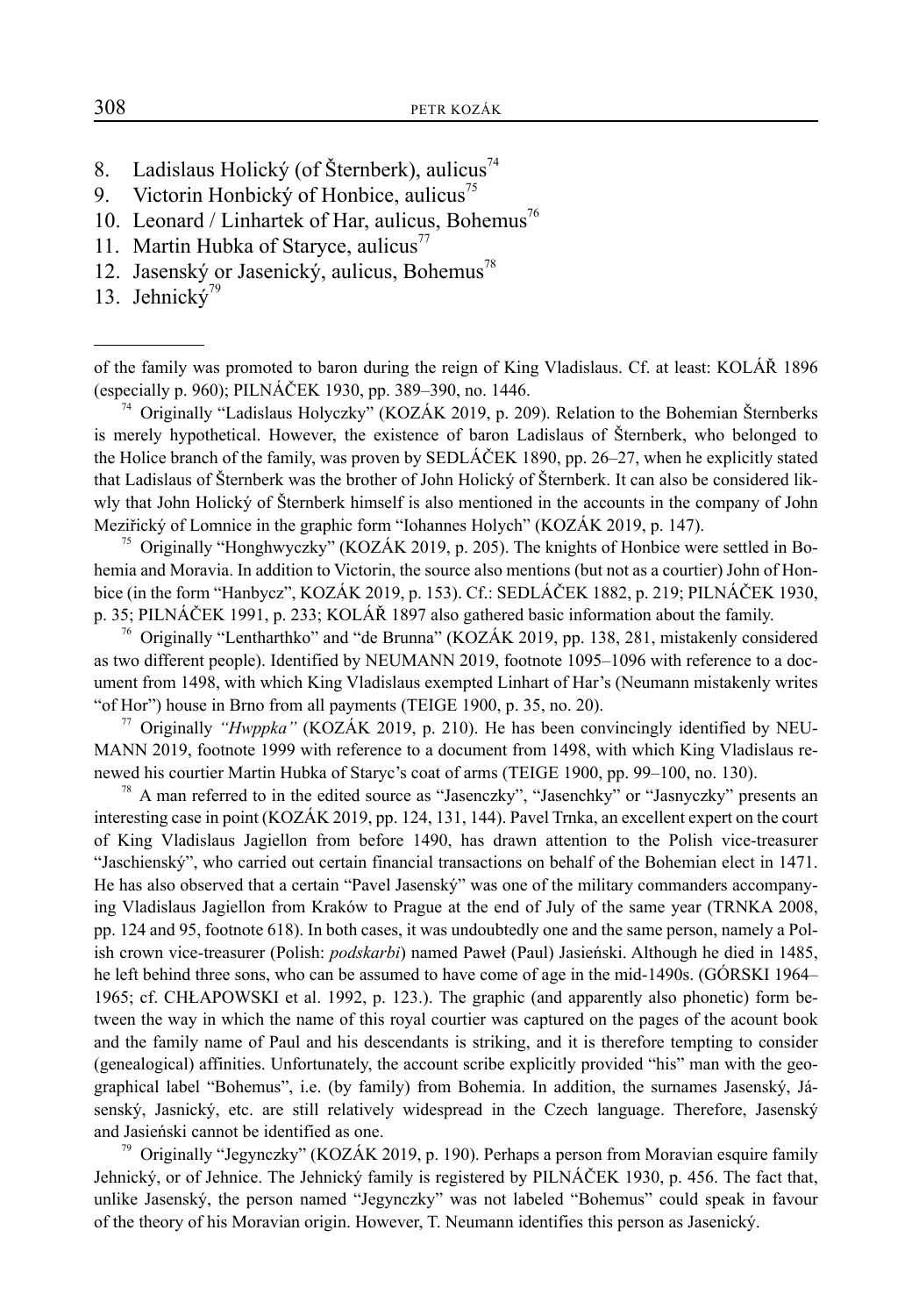8. Ladislaus Holický (of Šternberk), aulicus[74]
9. Victorin Honbický of Honbice, aulicus[75]
10. Leonard / Linhartek of Har, aulicus, Bohemus[76]
11. Martin Hubka of Staryce, aulicus[77]
12. Jasenský or Jasenický, aulicus, Bohemus[78]
13. Jehnický[79]

---

of the family was promoted to baron during the reign of King Vladislaus. Cf. at least: KOLÁŘ 1896 (especially p. 960); PILNÁČEK 1930, pp. 389–390, no. 1446.

[74] Originally "Ladislaus Holyczky" (KOZÁK 2019, p. 209). Relation to the Bohemian Šternberks is merely hypothetical. However, the existence of baron Ladislaus of Šternberk, who belonged to the Holice branch of the family, was proven by SEDLÁČEK 1890, pp. 26–27, when he explicitly stated that Ladislaus of Šternberk was the brother of John Holický of Šternberk. It can also be considered likwly that John Holický of Šternberk himself is also mentioned in the accounts in the company of John Meziřický of Lomnice in the graphic form "Iohannes Holych" (KOZÁK 2019, p. 147).

[75] Originally "Honghwyczky" (KOZÁK 2019, p. 205). The knights of Honbice were settled in Bohemia and Moravia. In addition to Victorin, the source also mentions (but not as a courtier) John of Honbice (in the form "Hanbycz", KOZÁK 2019, p. 153). Cf.: SEDLÁČEK 1882, p. 219; PILNÁČEK 1930, p. 35; PILNÁČEK 1991, p. 233; KOLÁŘ 1897 also gathered basic information about the family.

[76] Originally "Lentharthko" and "de Brunna" (KOZÁK 2019, pp. 138, 281, mistakenly considered as two different people). Identified by NEUMANN 2019, footnote 1095–1096 with reference to a document from 1498, with which King Vladislaus exempted Linhart of Har's (Neumann mistakenly writes "of Hor") house in Brno from all payments (TEIGE 1900, p. 35, no. 20).

[77] Originally *"Hwppka"* (KOZÁK 2019, p. 210). He has been convincingly identified by NEUMANN 2019, footnote 1999 with reference to a document from 1498, with which King Vladislaus renewed his courtier Martin Hubka of Staryc's coat of arms (TEIGE 1900, pp. 99–100, no. 130).

[78] A man referred to in the edited source as "Jasenczky", "Jasenchky" or "Jasnyczky" presents an interesting case in point (KOZÁK 2019, pp. 124, 131, 144). Pavel Trnka, an excellent expert on the court of King Vladislaus Jagiellon from before 1490, has drawn attention to the Polish vice-treasurer "Jaschienský", who carried out certain financial transactions on behalf of the Bohemian elect in 1471. He has also observed that a certain "Pavel Jasenský" was one of the military commanders accompanying Vladislaus Jagiellon from Kraków to Prague at the end of July of the same year (TRNKA 2008, pp. 124 and 95, footnote 618). In both cases, it was undoubtedly one and the same person, namely a Polish crown vice-treasurer (Polish: *podskarbi*) named Paweł (Paul) Jasieński. Although he died in 1485, he left behind three sons, who can be assumed to have come of age in the mid-1490s. (GÓRSKI 1964–1965; cf. CHŁAPOWSKI et al. 1992, p. 123.). The graphic (and apparently also phonetic) form between the way in which the name of this royal courtier was captured on the pages of the acount book and the family name of Paul and his descendants is striking, and it is therefore tempting to consider (genealogical) affinities. Unfortunately, the account scribe explicitly provided "his" man with the geographical label "Bohemus", i.e. (by family) from Bohemia. In addition, the surnames Jasenský, Jásenský, Jasnický, etc. are still relatively widespread in the Czech language. Therefore, Jasenský and Jasieński cannot be identified as one.

[79] Originally "Jegynczky" (KOZÁK 2019, p. 190). Perhaps a person from Moravian esquire family Jehnický, or of Jehnice. The Jehnický family is registered by PILNÁČEK 1930, p. 456. The fact that, unlike Jasenský, the person named "Jegynczky" was not labeled "Bohemus" could speak in favour of the theory of his Moravian origin. However, T. Neumann identifies this person as Jasenický.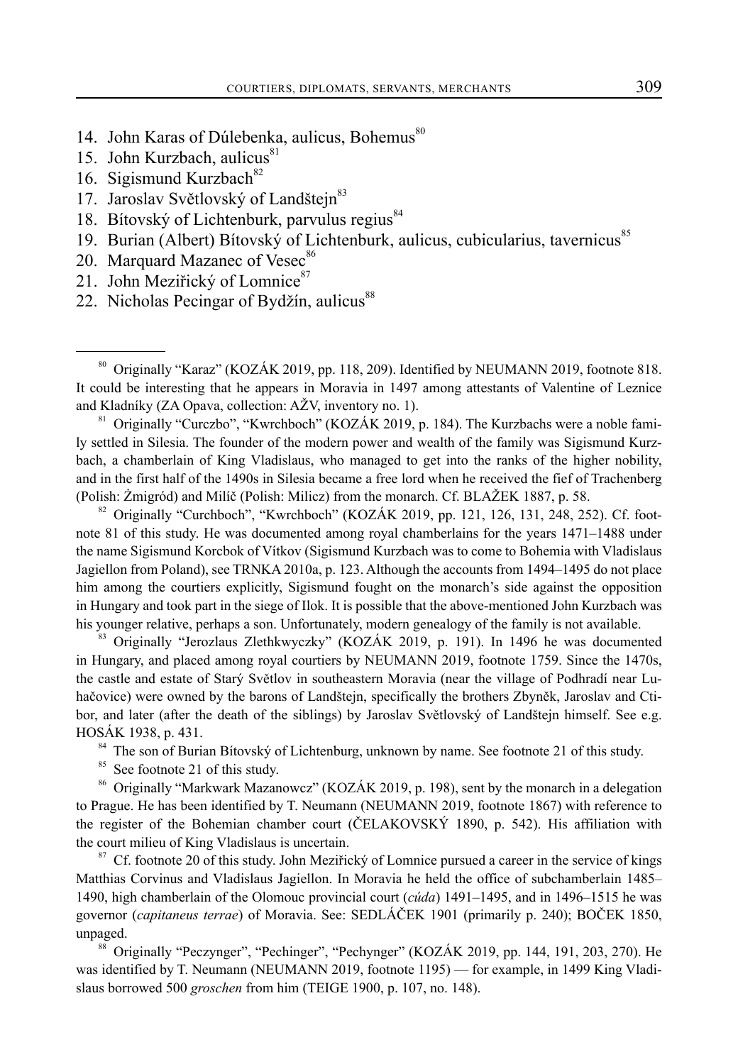14. John Karas of Dúlebenka, aulicus, Bohemus[80]
15. John Kurzbach, aulicus[81]
16. Sigismund Kurzbach[82]
17. Jaroslav Světlovský of Landštejn[83]
18. Bítovský of Lichtenburk, parvulus regius[84]
19. Burian (Albert) Bítovský of Lichtenburk, aulicus, cubicularius, tavernicus[85]
20. Marquard Mazanec of Vesec[86]
21. John Meziřický of Lomnice[87]
22. Nicholas Pecingar of Bydžín, aulicus[88]

---

[80] Originally "Karaz" (KOZÁK 2019, pp. 118, 209). Identified by NEUMANN 2019, footnote 818. It could be interesting that he appears in Moravia in 1497 among attestants of Valentine of Leznice and Kladníky (ZA Opava, collection: AŽV, inventory no. 1).

[81] Originally "Curczbo", "Kwrchboch" (KOZÁK 2019, p. 184). The Kurzbachs were a noble family settled in Silesia. The founder of the modern power and wealth of the family was Sigismund Kurzbach, a chamberlain of King Vladislaus, who managed to get into the ranks of the higher nobility, and in the first half of the 1490s in Silesia became a free lord when he received the fief of Trachenberg (Polish: Żmigród) and Milíč (Polish: Milicz) from the monarch. Cf. BLAŽEK 1887, p. 58.

[82] Originally "Curchboch", "Kwrchboch" (KOZÁK 2019, pp. 121, 126, 131, 248, 252). Cf. footnote 81 of this study. He was documented among royal chamberlains for the years 1471–1488 under the name Sigismund Korcbok of Vítkov (Sigismund Kurzbach was to come to Bohemia with Vladislaus Jagiellon from Poland), see TRNKA 2010a, p. 123. Although the accounts from 1494–1495 do not place him among the courtiers explicitly, Sigismund fought on the monarch's side against the opposition in Hungary and took part in the siege of Ilok. It is possible that the above-mentioned John Kurzbach was his younger relative, perhaps a son. Unfortunately, modern genealogy of the family is not available.

[83] Originally "Jerozlaus Zlethkwyczky" (KOZÁK 2019, p. 191). In 1496 he was documented in Hungary, and placed among royal courtiers by NEUMANN 2019, footnote 1759. Since the 1470s, the castle and estate of Starý Světlov in southeastern Moravia (near the village of Podhradí near Luhačovice) were owned by the barons of Landštejn, specifically the brothers Zbyněk, Jaroslav and Ctibor, and later (after the death of the siblings) by Jaroslav Světlovský of Landštejn himself. See e.g. HOSÁK 1938, p. 431.

[84] The son of Burian Bítovský of Lichtenburg, unknown by name. See footnote 21 of this study.

[85] See footnote 21 of this study.

[86] Originally "Markwark Mazanowcz" (KOZÁK 2019, p. 198), sent by the monarch in a delegation to Prague. He has been identified by T. Neumann (NEUMANN 2019, footnote 1867) with reference to the register of the Bohemian chamber court (ČELAKOVSKÝ 1890, p. 542). His affiliation with the court milieu of King Vladislaus is uncertain.

[87] Cf. footnote 20 of this study. John Meziřický of Lomnice pursued a career in the service of kings Matthias Corvinus and Vladislaus Jagiellon. In Moravia he held the office of subchamberlain 1485–1490, high chamberlain of the Olomouc provincial court (*cúda*) 1491–1495, and in 1496–1515 he was governor (*capitaneus terrae*) of Moravia. See: SEDLÁČEK 1901 (primarily p. 240); BOČEK 1850, unpaged.

[88] Originally "Peczynger", "Pechinger", "Pechynger" (KOZÁK 2019, pp. 144, 191, 203, 270). He was identified by T. Neumann (NEUMANN 2019, footnote 1195) — for example, in 1499 King Vladislaus borrowed 500 *groschen* from him (TEIGE 1900, p. 107, no. 148).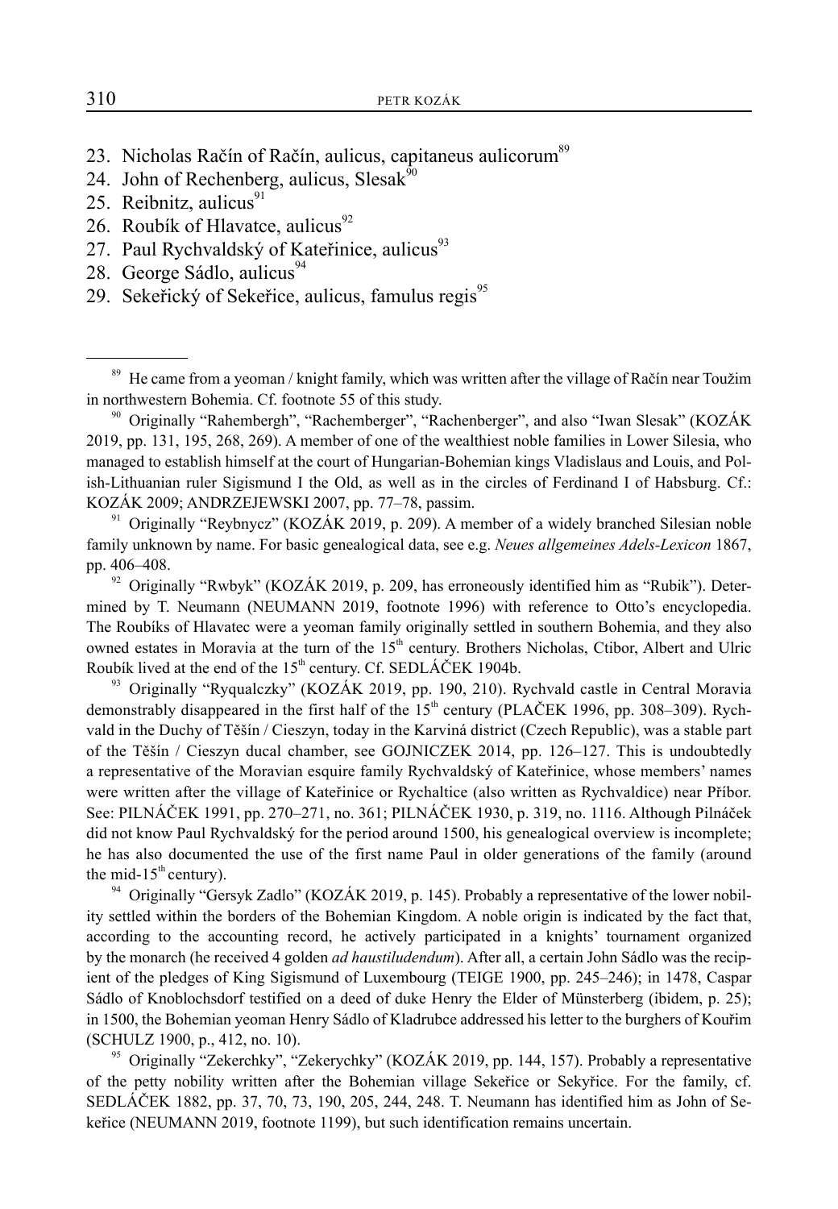23. Nicholas Račín of Račín, aulicus, capitaneus aulicorum[89]
24. John of Rechenberg, aulicus, Slesak[90]
25. Reibnitz, aulicus[91]
26. Roubík of Hlavatce, aulicus[92]
27. Paul Rychvaldský of Kateřinice, aulicus[93]
28. George Sádlo, aulicus[94]
29. Sekeřický of Sekeřice, aulicus, famulus regis[95]

---

[89] He came from a yeoman / knight family, which was written after the village of Račín near Toužim in northwestern Bohemia. Cf. footnote 55 of this study.

[90] Originally "Rahembergh", "Rachemberger", "Rachenberger", and also "Iwan Slesak" (KOZÁK 2019, pp. 131, 195, 268, 269). A member of one of the wealthiest noble families in Lower Silesia, who managed to establish himself at the court of Hungarian-Bohemian kings Vladislaus and Louis, and Polish-Lithuanian ruler Sigismund I the Old, as well as in the circles of Ferdinand I of Habsburg. Cf.: KOZÁK 2009; ANDRZEJEWSKI 2007, pp. 77–78, passim.

[91] Originally "Reybnycz" (KOZÁK 2019, p. 209). A member of a widely branched Silesian noble family unknown by name. For basic genealogical data, see e.g. *Neues allgemeines Adels-Lexicon* 1867, pp. 406–408.

[92] Originally "Rwbyk" (KOZÁK 2019, p. 209, has erroneously identified him as "Rubik"). Determined by T. Neumann (NEUMANN 2019, footnote 1996) with reference to Otto's encyclopedia. The Roubíks of Hlavatec were a yeoman family originally settled in southern Bohemia, and they also owned estates in Moravia at the turn of the 15th century. Brothers Nicholas, Ctibor, Albert and Ulric Roubík lived at the end of the 15th century. Cf. SEDLÁČEK 1904b.

[93] Originally "Ryqualczky" (KOZÁK 2019, pp. 190, 210). Rychvald castle in Central Moravia demonstrably disappeared in the first half of the 15th century (PLAČEK 1996, pp. 308–309). Rychvald in the Duchy of Těšín / Cieszyn, today in the Karviná district (Czech Republic), was a stable part of the Těšín / Cieszyn ducal chamber, see GOJNICZEK 2014, pp. 126–127. This is undoubtedly a representative of the Moravian esquire family Rychvaldský of Kateřinice, whose members' names were written after the village of Kateřinice or Rychaltice (also written as Rychvaldice) near Příbor. See: PILNÁČEK 1991, pp. 270–271, no. 361; PILNÁČEK 1930, p. 319, no. 1116. Although Pilnáček did not know Paul Rychvaldský for the period around 1500, his genealogical overview is incomplete; he has also documented the use of the first name Paul in older generations of the family (around the mid-15th century).

[94] Originally "Gersyk Zadlo" (KOZÁK 2019, p. 145). Probably a representative of the lower nobility settled within the borders of the Bohemian Kingdom. A noble origin is indicated by the fact that, according to the accounting record, he actively participated in a knights' tournament organized by the monarch (he received 4 golden *ad haustiludendum*). After all, a certain John Sádlo was the recipient of the pledges of King Sigismund of Luxembourg (TEIGE 1900, pp. 245–246); in 1478, Caspar Sádlo of Knoblochsdorf testified on a deed of duke Henry the Elder of Münsterberg (ibidem, p. 25); in 1500, the Bohemian yeoman Henry Sádlo of Kladrubce addressed his letter to the burghers of Kouřim (SCHULZ 1900, p., 412, no. 10).

[95] Originally "Zekerchky", "Zekerychky" (KOZÁK 2019, pp. 144, 157). Probably a representative of the petty nobility written after the Bohemian village Sekeřice or Sekyřice. For the family, cf. SEDLÁČEK 1882, pp. 37, 70, 73, 190, 205, 244, 248. T. Neumann has identified him as John of Sekeřice (NEUMANN 2019, footnote 1199), but such identification remains uncertain.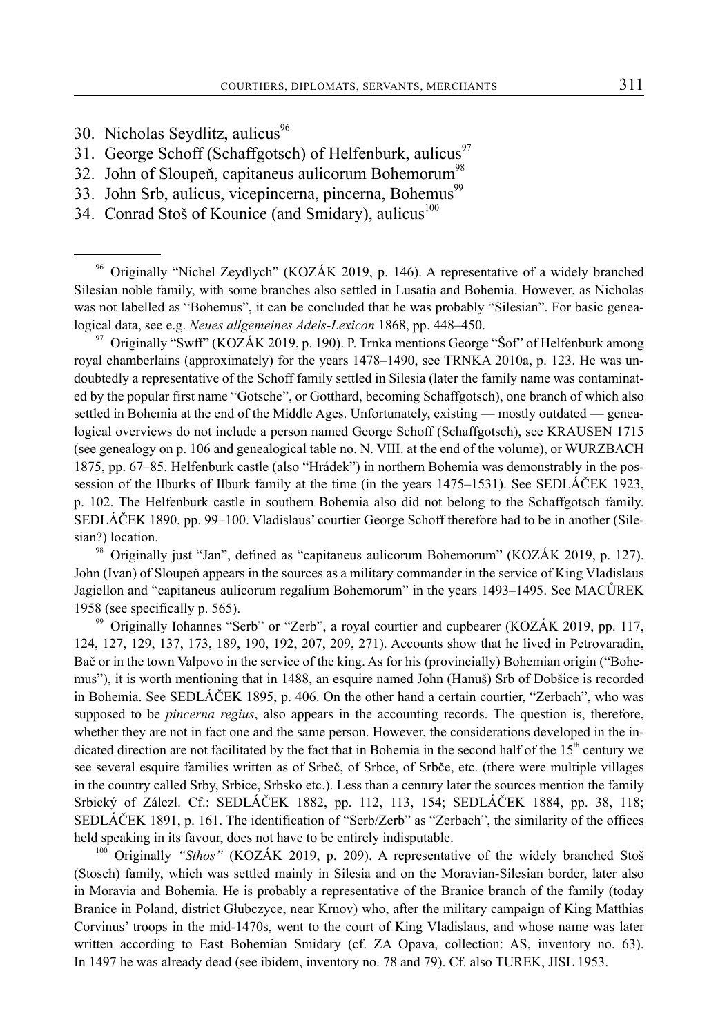30. Nicholas Seydlitz, aulicus[96]
31. George Schoff (Schaffgotsch) of Helfenburk, aulicus[97]
32. John of Sloupeň, capitaneus aulicorum Bohemorum[98]
33. John Srb, aulicus, vicepincerna, pincerna, Bohemus[99]
34. Conrad Stoš of Kounice (and Smidary), aulicus[100]

---

[96] Originally "Nichel Zeydlych" (KOZÁK 2019, p. 146). A representative of a widely branched Silesian noble family, with some branches also settled in Lusatia and Bohemia. However, as Nicholas was not labelled as "Bohemus", it can be concluded that he was probably "Silesian". For basic genealogical data, see e.g. *Neues allgemeines Adels-Lexicon* 1868, pp. 448–450.

[97] Originally "Swff" (KOZÁK 2019, p. 190). P. Trnka mentions George "Šof" of Helfenburk among royal chamberlains (approximately) for the years 1478–1490, see TRNKA 2010a, p. 123. He was undoubtedly a representative of the Schoff family settled in Silesia (later the family name was contaminated by the popular first name "Gotsche", or Gotthard, becoming Schaffgotsch), one branch of which also settled in Bohemia at the end of the Middle Ages. Unfortunately, existing — mostly outdated — genealogical overviews do not include a person named George Schoff (Schaffgotsch), see KRAUSEN 1715 (see genealogy on p. 106 and genealogical table no. N. VIII. at the end of the volume), or WURZBACH 1875, pp. 67–85. Helfenburk castle (also "Hrádek") in northern Bohemia was demonstrably in the possession of the Ilburks of Ilburk family at the time (in the years 1475–1531). See SEDLÁČEK 1923, p. 102. The Helfenburk castle in southern Bohemia also did not belong to the Schaffgotsch family. SEDLÁČEK 1890, pp. 99–100. Vladislaus' courtier George Schoff therefore had to be in another (Silesian?) location.

[98] Originally just "Jan", defined as "capitaneus aulicorum Bohemorum" (KOZÁK 2019, p. 127). John (Ivan) of Sloupeň appears in the sources as a military commander in the service of King Vladislaus Jagiellon and "capitaneus aulicorum regalium Bohemorum" in the years 1493–1495. See MACŮREK 1958 (see specifically p. 565).

[99] Originally Iohannes "Serb" or "Zerb", a royal courtier and cupbearer (KOZÁK 2019, pp. 117, 124, 127, 129, 137, 173, 189, 190, 192, 207, 209, 271). Accounts show that he lived in Petrovaradin, Bač or in the town Valpovo in the service of the king. As for his (provincially) Bohemian origin ("Bohemus"), it is worth mentioning that in 1488, an esquire named John (Hanuš) Srb of Dobšice is recorded in Bohemia. See SEDLÁČEK 1895, p. 406. On the other hand a certain courtier, "Zerbach", who was supposed to be *pincerna regius*, also appears in the accounting records. The question is, therefore, whether they are not in fact one and the same person. However, the considerations developed in the indicated direction are not facilitated by the fact that in Bohemia in the second half of the 15th century we see several esquire families written as of Srbeč, of Srbce, of Srbče, etc. (there were multiple villages in the country called Srby, Srbice, Srbsko etc.). Less than a century later the sources mention the family Srbický of Zálezl. Cf.: SEDLÁČEK 1882, pp. 112, 113, 154; SEDLÁČEK 1884, pp. 38, 118; SEDLÁČEK 1891, p. 161. The identification of "Serb/Zerb" as "Zerbach", the similarity of the offices held speaking in its favour, does not have to be entirely indisputable.

[100] Originally *"Sthos"* (KOZÁK 2019, p. 209). A representative of the widely branched Stoš (Stosch) family, which was settled mainly in Silesia and on the Moravian-Silesian border, later also in Moravia and Bohemia. He is probably a representative of the Branice branch of the family (today Branice in Poland, district Głubczyce, near Krnov) who, after the military campaign of King Matthias Corvinus' troops in the mid-1470s, went to the court of King Vladislaus, and whose name was later written according to East Bohemian Smidary (cf. ZA Opava, collection: AS, inventory no. 63). In 1497 he was already dead (see ibidem, inventory no. 78 and 79). Cf. also TUREK, JISL 1953.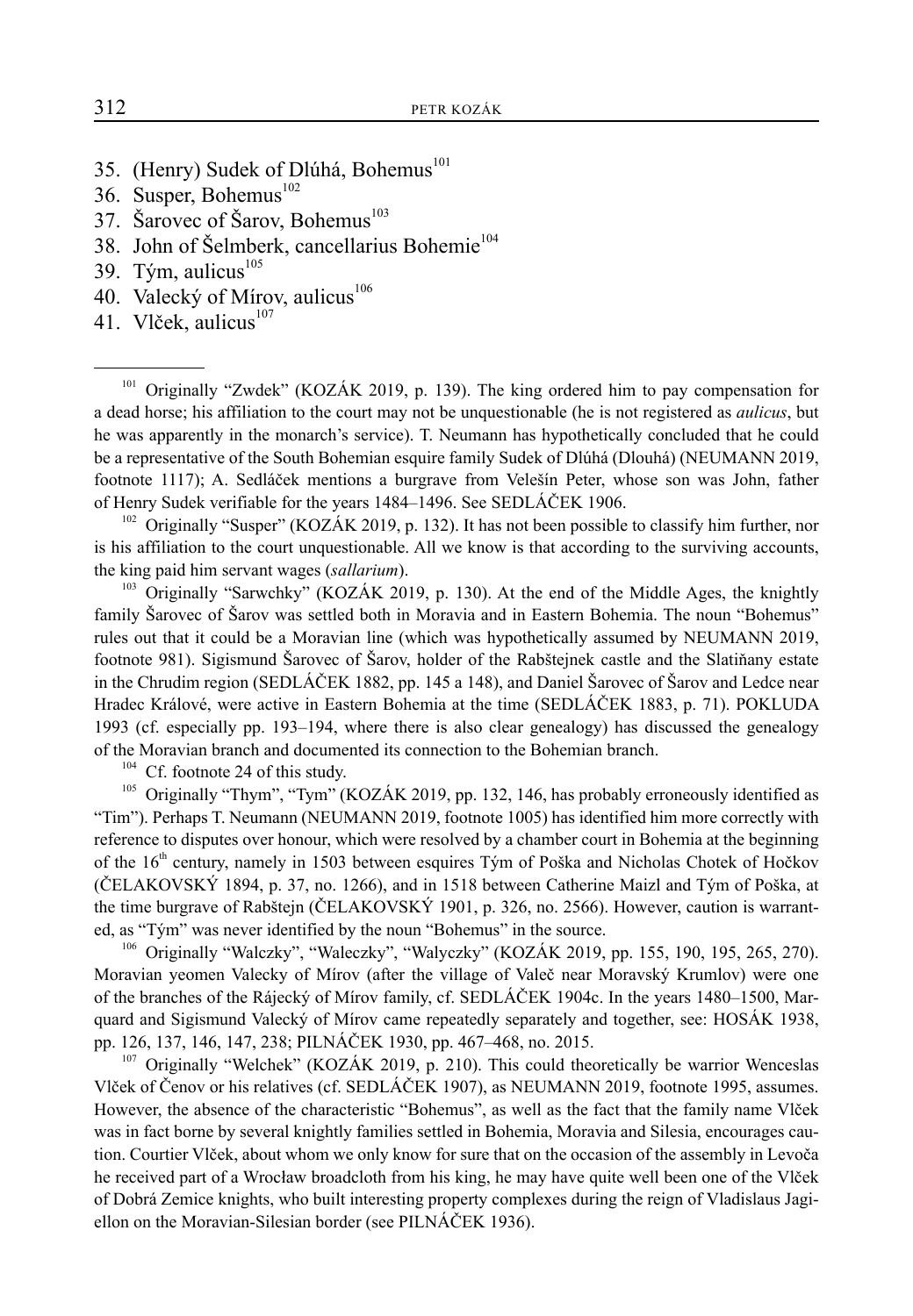35. (Henry) Sudek of Dlúhá, Bohemus[101]
36. Susper, Bohemus[102]
37. Šarovec of Šarov, Bohemus[103]
38. John of Šelmberk, cancellarius Bohemie[104]
39. Tým, aulicus[105]
40. Valecký of Mírov, aulicus[106]
41. Vlček, aulicus[107]

---

[101] Originally "Zwdek" (KOZÁK 2019, p. 139). The king ordered him to pay compensation for a dead horse; his affiliation to the court may not be unquestionable (he is not registered as *aulicus*, but he was apparently in the monarch's service). T. Neumann has hypothetically concluded that he could be a representative of the South Bohemian esquire family Sudek of Dlúhá (Dlouhá) (NEUMANN 2019, footnote 1117); A. Sedláček mentions a burgrave from Velešín Peter, whose son was John, father of Henry Sudek verifiable for the years 1484–1496. See SEDLÁČEK 1906.

[102] Originally "Susper" (KOZÁK 2019, p. 132). It has not been possible to classify him further, nor is his affiliation to the court unquestionable. All we know is that according to the surviving accounts, the king paid him servant wages (*sallarium*).

[103] Originally "Sarwchky" (KOZÁK 2019, p. 130). At the end of the Middle Ages, the knightly family Šarovec of Šarov was settled both in Moravia and in Eastern Bohemia. The noun "Bohemus" rules out that it could be a Moravian line (which was hypothetically assumed by NEUMANN 2019, footnote 981). Sigismund Šarovec of Šarov, holder of the Rabštejnek castle and the Slatiňany estate in the Chrudim region (SEDLÁČEK 1882, pp. 145 a 148), and Daniel Šarovec of Šarov and Ledce near Hradec Králové, were active in Eastern Bohemia at the time (SEDLÁČEK 1883, p. 71). POKLUDA 1993 (cf. especially pp. 193–194, where there is also clear genealogy) has discussed the genealogy of the Moravian branch and documented its connection to the Bohemian branch.

[104] Cf. footnote 24 of this study.

[105] Originally "Thym", "Tym" (KOZÁK 2019, pp. 132, 146, has probably erroneously identified as "Tim"). Perhaps T. Neumann (NEUMANN 2019, footnote 1005) has identified him more correctly with reference to disputes over honour, which were resolved by a chamber court in Bohemia at the beginning of the 16th century, namely in 1503 between esquires Tým of Poška and Nicholas Chotek of Hočkov (ČELAKOVSKÝ 1894, p. 37, no. 1266), and in 1518 between Catherine Maizl and Tým of Poška, at the time burgrave of Rabštejn (ČELAKOVSKÝ 1901, p. 326, no. 2566). However, caution is warranted, as "Tým" was never identified by the noun "Bohemus" in the source.

[106] Originally "Walczky", "Waleczky", "Walyczky" (KOZÁK 2019, pp. 155, 190, 195, 265, 270). Moravian yeomen Valecky of Mírov (after the village of Valeč near Moravský Krumlov) were one of the branches of the Ráječký of Mírov family, cf. SEDLÁČEK 1904c. In the years 1480–1500, Marquard and Sigismund Valecký of Mírov came repeatedly separately and together, see: HOSÁK 1938, pp. 126, 137, 146, 147, 238; PILNÁČEK 1930, pp. 467–468, no. 2015.

[107] Originally "Welchek" (KOZÁK 2019, p. 210). This could theoretically be warrior Wenceslas Vlček of Čenov or his relatives (cf. SEDLÁČEK 1907), as NEUMANN 2019, footnote 1995, assumes. However, the absence of the characteristic "Bohemus", as well as the fact that the family name Vlček was in fact borne by several knightly families settled in Bohemia, Moravia and Silesia, encourages caution. Courtier Vlček, about whom we only know for sure that on the occasion of the assembly in Levoča he received part of a Wrocław broadcloth from his king, he may have quite well been one of the Vlček of Dobrá Zemice knights, who built interesting property complexes during the reign of Vladislaus Jagiellon on the Moravian-Silesian border (see PILNÁČEK 1936).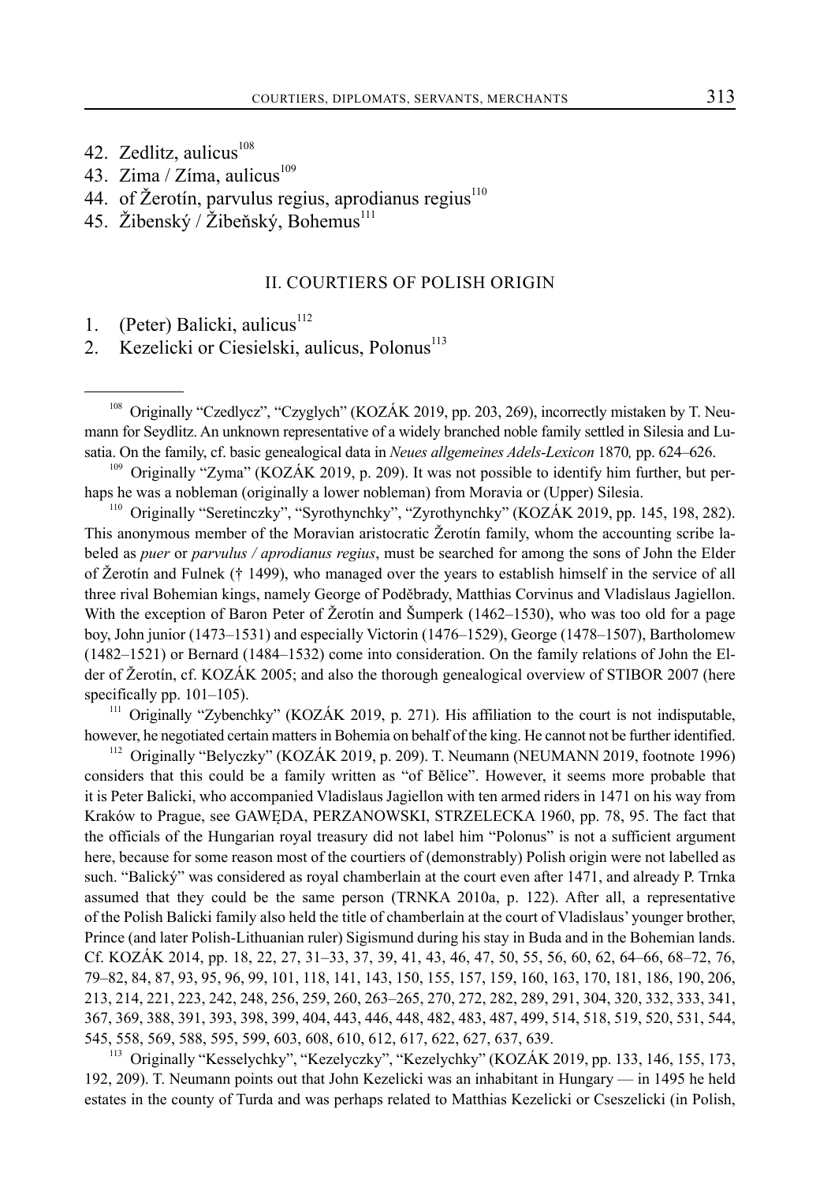42. Zedlitz, aulicus[108]
43. Zima / Zíma, aulicus[109]
44. of Žerotín, parvulus regius, aprodianus regius[110]
45. Žibenský / Žibeňský, Bohemus[111]

## II. COURTIERS OF POLISH ORIGIN

1. (Peter) Balicki, aulicus[112]
2. Kezelicki or Ciesielski, aulicus, Polonus[113]

---

[108] Originally "Czedlycz", "Czyglych" (KOZÁK 2019, pp. 203, 269), incorrectly mistaken by T. Neumann for Seydlitz. An unknown representative of a widely branched noble family settled in Silesia and Lusatia. On the family, cf. basic genealogical data in *Neues allgemeines Adels-Lexicon* 1870*,* pp. 624–626.

[109] Originally "Zyma" (KOZÁK 2019, p. 209). It was not possible to identify him further, but perhaps he was a nobleman (originally a lower nobleman) from Moravia or (Upper) Silesia.

[110] Originally "Seretinczky", "Syrothynchky", "Zyrothynchky" (KOZÁK 2019, pp. 145, 198, 282). This anonymous member of the Moravian aristocratic Žerotín family, whom the accounting scribe labeled as *puer* or *parvulus / aprodianus regius*, must be searched for among the sons of John the Elder of Žerotín and Fulnek († 1499), who managed over the years to establish himself in the service of all three rival Bohemian kings, namely George of Poděbrady, Matthias Corvinus and Vladislaus Jagiellon. With the exception of Baron Peter of Žerotín and Šumperk (1462–1530), who was too old for a page boy, John junior (1473–1531) and especially Victorin (1476–1529), George (1478–1507), Bartholomew (1482–1521) or Bernard (1484–1532) come into consideration. On the family relations of John the Elder of Žerotín, cf. KOZÁK 2005; and also the thorough genealogical overview of STIBOR 2007 (here specifically pp. 101–105).

[111] Originally "Zybenchky" (KOZÁK 2019, p. 271). His affiliation to the court is not indisputable, however, he negotiated certain matters in Bohemia on behalf of the king. He cannot not be further identified.

[112] Originally "Belyczky" (KOZÁK 2019, p. 209). T. Neumann (NEUMANN 2019, footnote 1996) considers that this could be a family written as "of Bělice". However, it seems more probable that it is Peter Balicki, who accompanied Vladislaus Jagiellon with ten armed riders in 1471 on his way from Kraków to Prague, see GAWĘDA, PERZANOWSKI, STRZELECKA 1960, pp. 78, 95. The fact that the officials of the Hungarian royal treasury did not label him "Polonus" is not a sufficient argument here, because for some reason most of the courtiers of (demonstrably) Polish origin were not labelled as such. "Balický" was considered as royal chamberlain at the court even after 1471, and already P. Trnka assumed that they could be the same person (TRNKA 2010a, p. 122). After all, a representative of the Polish Balicki family also held the title of chamberlain at the court of Vladislaus' younger brother, Prince (and later Polish-Lithuanian ruler) Sigismund during his stay in Buda and in the Bohemian lands. Cf. KOZÁK 2014, pp. 18, 22, 27, 31–33, 37, 39, 41, 43, 46, 47, 50, 55, 56, 60, 62, 64–66, 68–72, 76, 79–82, 84, 87, 93, 95, 96, 99, 101, 118, 141, 143, 150, 155, 157, 159, 160, 163, 170, 181, 186, 190, 206, 213, 214, 221, 223, 242, 248, 256, 259, 260, 263–265, 270, 272, 282, 289, 291, 304, 320, 332, 333, 341, 367, 369, 388, 391, 393, 398, 399, 404, 443, 446, 448, 482, 483, 487, 499, 514, 518, 519, 520, 531, 544, 545, 558, 569, 588, 595, 599, 603, 608, 610, 612, 617, 622, 627, 637, 639.

[113] Originally "Kesselychky", "Kezelyczky", "Kezelychky" (KOZÁK 2019, pp. 133, 146, 155, 173, 192, 209). T. Neumann points out that John Kezelicki was an inhabitant in Hungary — in 1495 he held estates in the county of Turda and was perhaps related to Matthias Kezelicki or Cseszelicki (in Polish,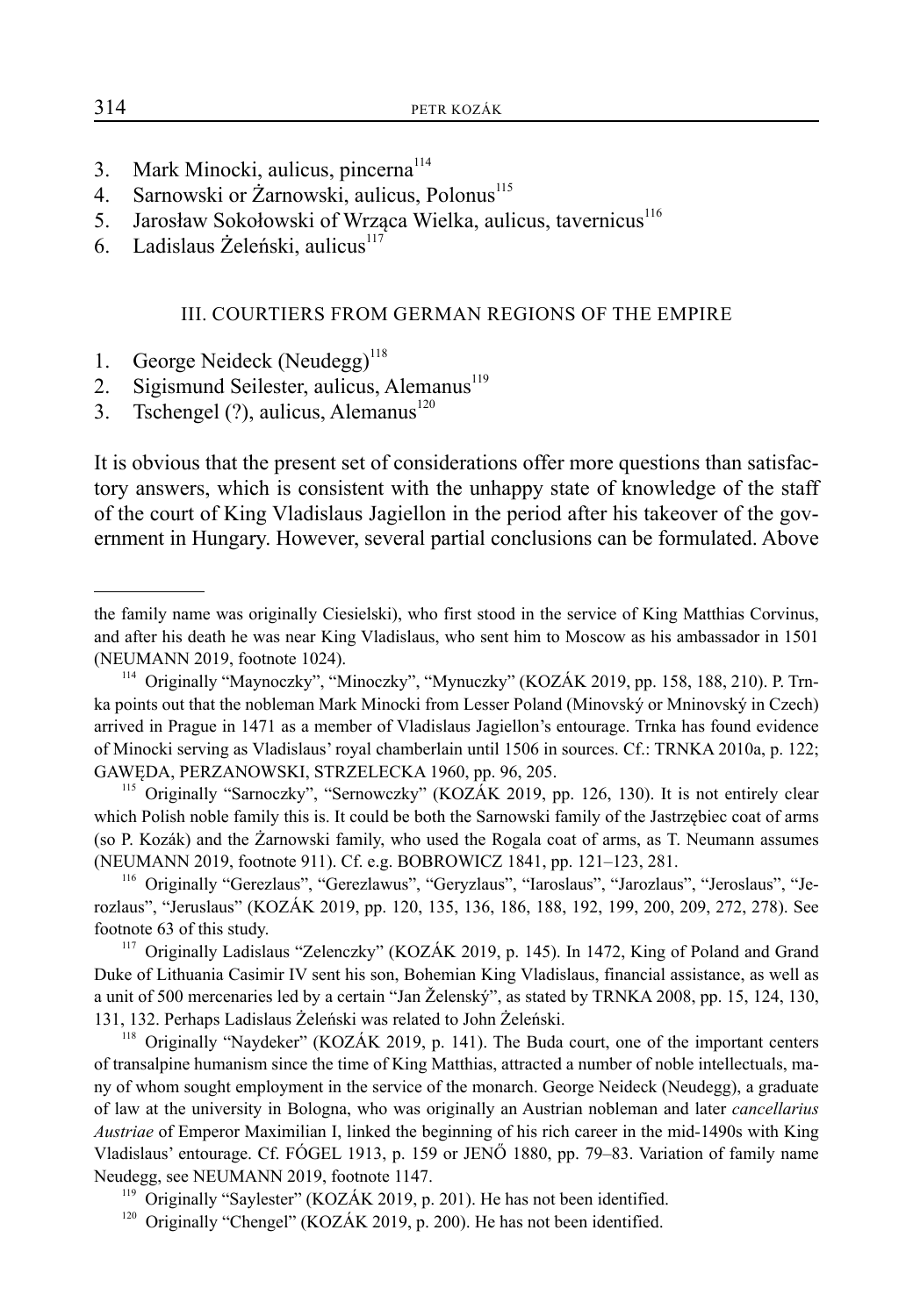3. Mark Minocki, aulicus, pincerna[114]
4. Sarnowski or Żarnowski, aulicus, Polonus[115]
5. Jarosław Sokołowski of Wrząca Wielka, aulicus, tavernicus[116]
6. Ladislaus Żeleński, aulicus[117]

### III. COURTIERS FROM GERMAN REGIONS OF THE EMPIRE

1. George Neideck (Neudegg)[118]
2. Sigismund Seilester, aulicus, Alemanus[119]
3. Tschengel (?), aulicus, Alemanus[120]

It is obvious that the present set of considerations offer more questions than satisfactory answers, which is consistent with the unhappy state of knowledge of the staff of the court of King Vladislaus Jagiellon in the period after his takeover of the government in Hungary. However, several partial conclusions can be formulated. Above

---

the family name was originally Ciesielski), who first stood in the service of King Matthias Corvinus, and after his death he was near King Vladislaus, who sent him to Moscow as his ambassador in 1501 (NEUMANN 2019, footnote 1024).

[114] Originally "Maynoczky", "Minoczky", "Mynuczky" (KOZÁK 2019, pp. 158, 188, 210). P. Trnka points out that the nobleman Mark Minocki from Lesser Poland (Minovský or Mninovský in Czech) arrived in Prague in 1471 as a member of Vladislaus Jagiellon's entourage. Trnka has found evidence of Minocki serving as Vladislaus' royal chamberlain until 1506 in sources. Cf.: TRNKA 2010a, p. 122; GAWĘDA, PERZANOWSKI, STRZELECKA 1960, pp. 96, 205.

[115] Originally "Sarnoczky", "Sernowczky" (KOZÁK 2019, pp. 126, 130). It is not entirely clear which Polish noble family this is. It could be both the Sarnowski family of the Jastrzębiec coat of arms (so P. Kozák) and the Żarnowski family, who used the Rogala coat of arms, as T. Neumann assumes (NEUMANN 2019, footnote 911). Cf. e.g. BOBROWICZ 1841, pp. 121–123, 281.

[116] Originally "Gerezlaus", "Gerezlawus", "Geryzlaus", "Iaroslaus", "Jarozlaus", "Jeroslaus", "Jerozlaus", "Jeruslaus" (KOZÁK 2019, pp. 120, 135, 136, 186, 188, 192, 199, 200, 209, 272, 278). See footnote 63 of this study.

[117] Originally Ladislaus "Zelenczky" (KOZÁK 2019, p. 145). In 1472, King of Poland and Grand Duke of Lithuania Casimir IV sent his son, Bohemian King Vladislaus, financial assistance, as well as a unit of 500 mercenaries led by a certain "Jan Želenský", as stated by TRNKA 2008, pp. 15, 124, 130, 131, 132. Perhaps Ladislaus Żeleński was related to John Żeleński.

[118] Originally "Naydeker" (KOZÁK 2019, p. 141). The Buda court, one of the important centers of transalpine humanism since the time of King Matthias, attracted a number of noble intellectuals, many of whom sought employment in the service of the monarch. George Neideck (Neudegg), a graduate of law at the university in Bologna, who was originally an Austrian nobleman and later *cancellarius Austriae* of Emperor Maximilian I, linked the beginning of his rich career in the mid-1490s with King Vladislaus' entourage. Cf. FÓGEL 1913, p. 159 or JENŐ 1880, pp. 79–83. Variation of family name Neudegg, see NEUMANN 2019, footnote 1147.

[119] Originally "Saylester" (KOZÁK 2019, p. 201). He has not been identified.

[120] Originally "Chengel" (KOZÁK 2019, p. 200). He has not been identified.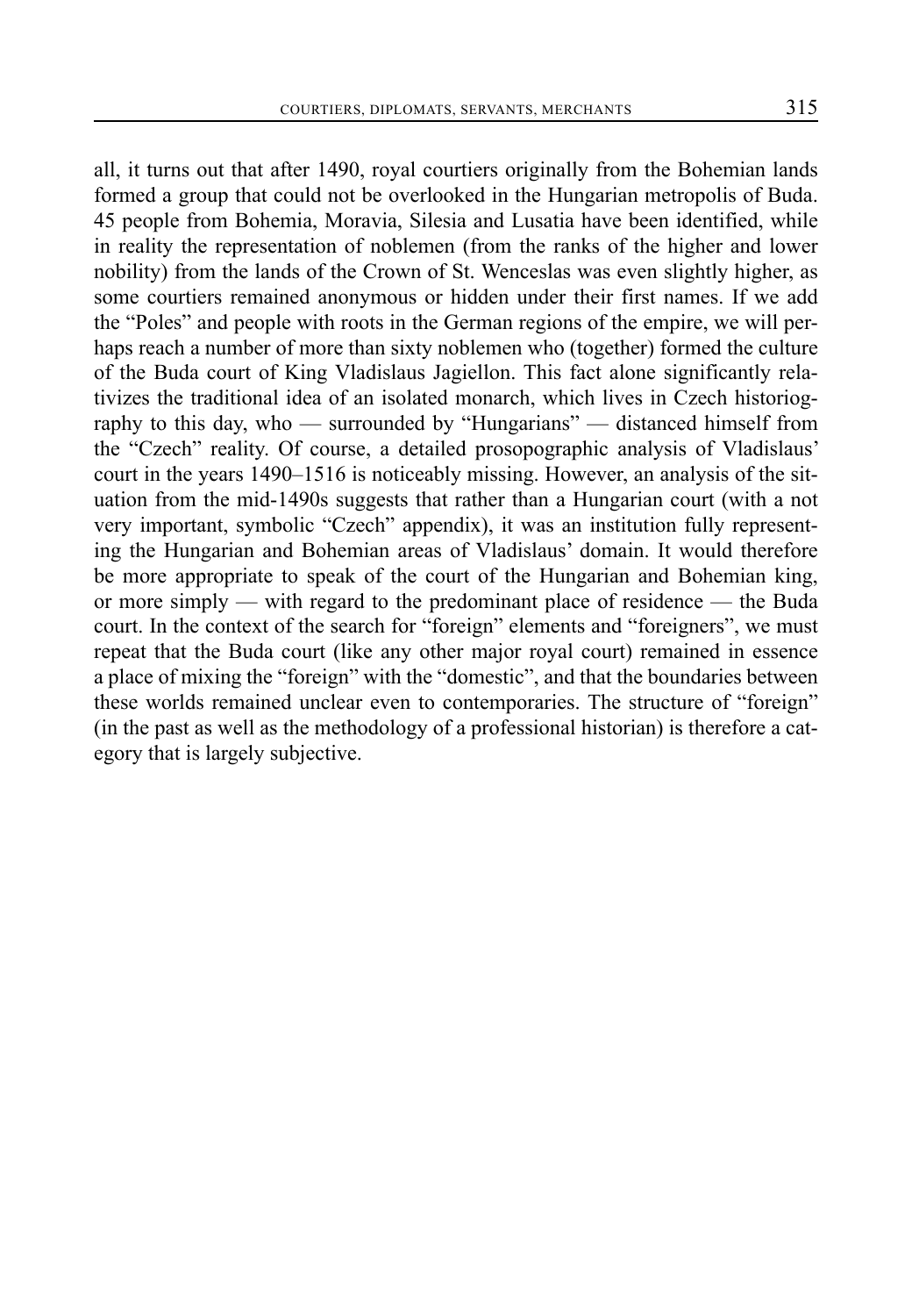all, it turns out that after 1490, royal courtiers originally from the Bohemian lands formed a group that could not be overlooked in the Hungarian metropolis of Buda. 45 people from Bohemia, Moravia, Silesia and Lusatia have been identified, while in reality the representation of noblemen (from the ranks of the higher and lower nobility) from the lands of the Crown of St. Wenceslas was even slightly higher, as some courtiers remained anonymous or hidden under their first names. If we add the "Poles" and people with roots in the German regions of the empire, we will perhaps reach a number of more than sixty noblemen who (together) formed the culture of the Buda court of King Vladislaus Jagiellon. This fact alone significantly relativizes the traditional idea of an isolated monarch, which lives in Czech historiography to this day, who — surrounded by "Hungarians" — distanced himself from the "Czech" reality. Of course, a detailed prosopographic analysis of Vladislaus' court in the years 1490–1516 is noticeably missing. However, an analysis of the situation from the mid-1490s suggests that rather than a Hungarian court (with a not very important, symbolic "Czech" appendix), it was an institution fully representing the Hungarian and Bohemian areas of Vladislaus' domain. It would therefore be more appropriate to speak of the court of the Hungarian and Bohemian king, or more simply — with regard to the predominant place of residence — the Buda court. In the context of the search for "foreign" elements and "foreigners", we must repeat that the Buda court (like any other major royal court) remained in essence a place of mixing the "foreign" with the "domestic", and that the boundaries between these worlds remained unclear even to contemporaries. The structure of "foreign" (in the past as well as the methodology of a professional historian) is therefore a category that is largely subjective.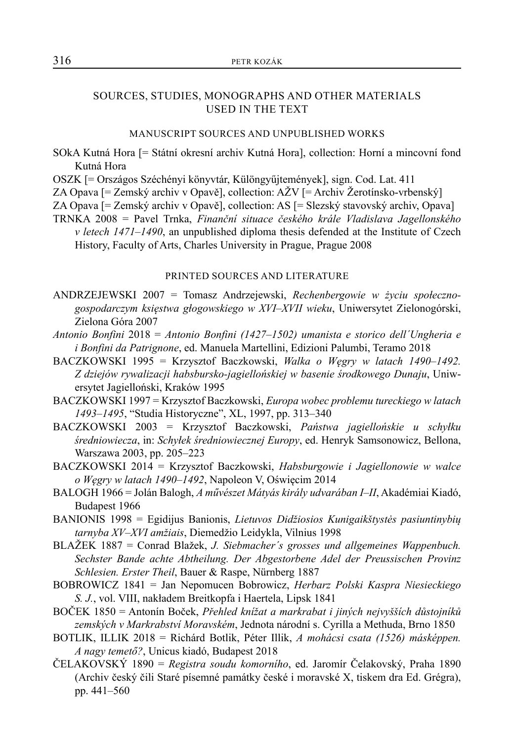## SOURCES, STUDIES, MONOGRAPHS AND OTHER MATERIALS USED IN THE TEXT

### MANUSCRIPT SOURCES AND UNPUBLISHED WORKS

SOkA Kutná Hora [= Státní okresní archiv Kutná Hora], collection: Horní a mincovní fond Kutná Hora

OSZK [= Országos Széchényi könyvtár, Különgyűjtemények], sign. Cod. Lat. 411

ZA Opava [= Zemský archiv v Opavě], collection: AŽV [= Archiv Žerotínsko-vrbenský]

ZA Opava [= Zemský archiv v Opavě], collection: AS [= Slezský stavovský archiv, Opava]

TRNKA 2008 = Pavel Trnka, *Finanční situace českého krále Vladislava Jagellonského v letech 1471–1490*, an unpublished diploma thesis defended at the Institute of Czech History, Faculty of Arts, Charles University in Prague, Prague 2008

### PRINTED SOURCES AND LITERATURE

ANDRZEJEWSKI 2007 = Tomasz Andrzejewski, *Rechenbergowie w życiu społeczno-gospodarczym księstwa głogowskiego w XVI–XVII wieku*, Uniwersytet Zielonogórski, Zielona Góra 2007

*Antonio Bonfini* 2018 = *Antonio Bonfini (1427–1502) umanista e storico dell´Ungheria e i Bonfini da Patrignone*, ed. Manuela Martellini, Edizioni Palumbi, Teramo 2018

BACZKOWSKI 1995 = Krzysztof Baczkowski, *Walka o Węgry w latach 1490–1492. Z dziejów rywalizacji habsbursko-jagiellońskiej w basenie środkowego Dunaju*, Uniwersytet Jagielloński, Kraków 1995

BACZKOWSKI 1997 = Krzysztof Baczkowski, *Europa wobec problemu tureckiego w latach 1493–1495*, "Studia Historyczne", XL, 1997, pp. 313–340

BACZKOWSKI 2003 = Krzysztof Baczkowski, *Państwa jagiellońskie u schyłku średniowiecza*, in: *Schyłek średniowiecznej Europy*, ed. Henryk Samsonowicz, Bellona, Warszawa 2003, pp. 205–223

BACZKOWSKI 2014 = Krzysztof Baczkowski, *Habsburgowie i Jagiellonowie w walce o Węgry w latach 1490–1492*, Napoleon V, Oświęcim 2014

BALOGH 1966 = Jolán Balogh, *A művészet Mátyás király udvarában I–II*, Akadémiai Kiadó, Budapest 1966

BANIONIS 1998 = Egidijus Banionis, *Lietuvos Didžiosios Kunigaikštystės pasiuntinybių tarnyba XV–XVI amžiais*, Diemedžio Leidykla, Vilnius 1998

BLAŽEK 1887 = Conrad Blažek, *J. Siebmacher´s grosses und allgemeines Wappenbuch. Sechster Bande achte Abtheilung. Der Abgestorbene Adel der Preussischen Provinz Schlesien. Erster Theil*, Bauer & Raspe, Nürnberg 1887

BOBROWICZ 1841 = Jan Nepomucen Bobrowicz, *Herbarz Polski Kaspra Niesieckiego S. J.*, vol. VIII, nakładem Breitkopfa i Haertela, Lipsk 1841

BOČEK 1850 = Antonín Boček, *Přehled knížat a markrabat i jiných nejvyšších důstojníků zemských v Markrabství Moravském*, Jednota národní s. Cyrilla a Methuda, Brno 1850

BOTLIK, ILLIK 2018 = Richárd Botlik, Péter Illik, *A mohácsi csata (1526) másképpen. A nagy temető?*, Unicus kiadó, Budapest 2018

ČELAKOVSKÝ 1890 = *Registra soudu komorního*, ed. Jaromír Čelakovský, Praha 1890 (Archiv český čili Staré písemné památky české i moravské X, tiskem dra Ed. Grégra), pp. 441–560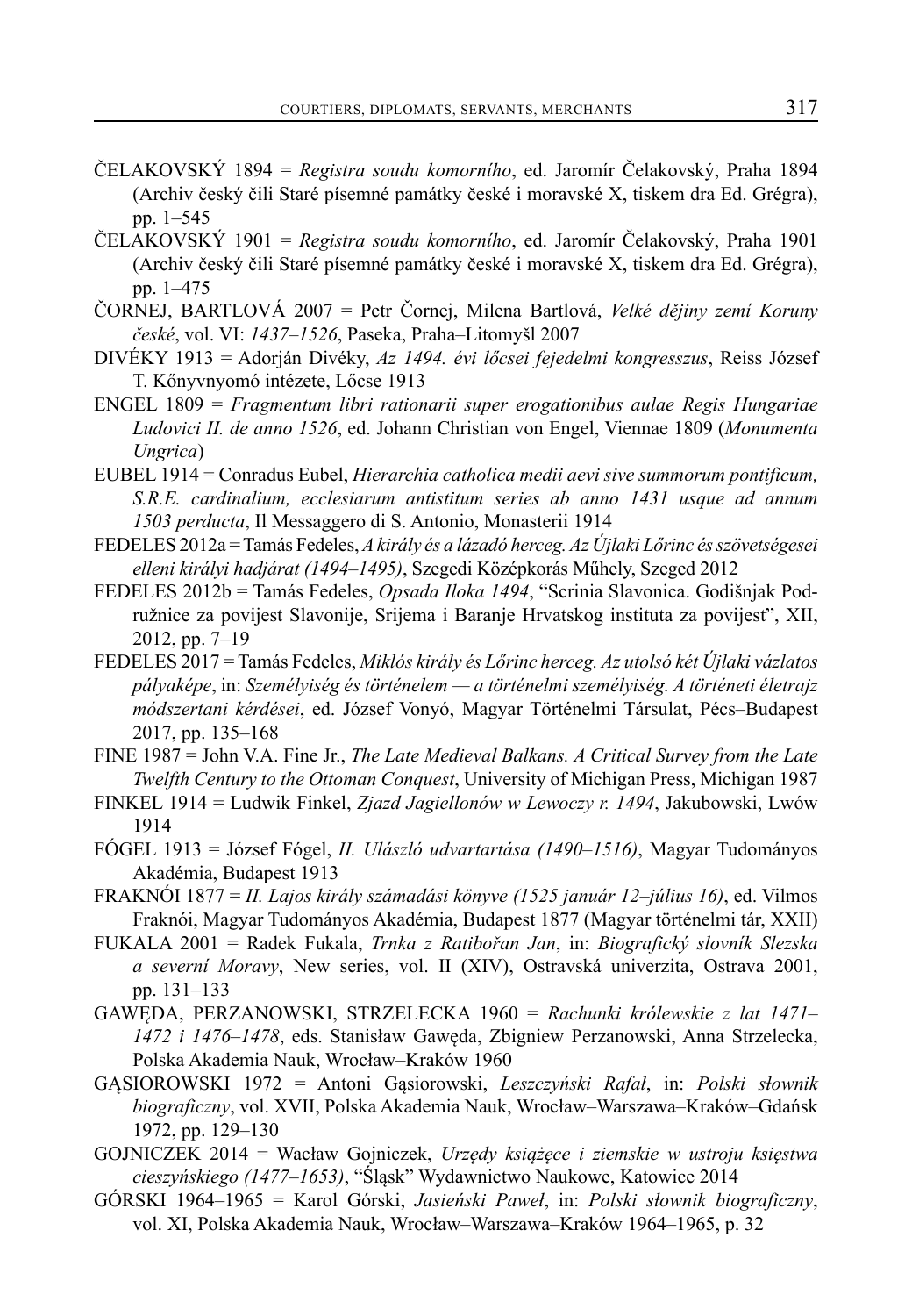ČELAKOVSKÝ 1894 = *Registra soudu komorního*, ed. Jaromír Čelakovský, Praha 1894 (Archiv český čili Staré písemné památky české i moravské X, tiskem dra Ed. Grégra), pp. 1–545

ČELAKOVSKÝ 1901 = *Registra soudu komorního*, ed. Jaromír Čelakovský, Praha 1901 (Archiv český čili Staré písemné památky české i moravské X, tiskem dra Ed. Grégra), pp. 1–475

ČORNEJ, BARTLOVÁ 2007 = Petr Čornej, Milena Bartlová, *Velké dějiny zemí Koruny české*, vol. VI: *1437–1526*, Paseka, Praha–Litomyšl 2007

DIVÉKY 1913 = Adorján Divéky, *Az 1494. évi lőcsei fejedelmi kongresszus*, Reiss József T. Kőnyvnyomó intézete, Lőcse 1913

ENGEL 1809 = *Fragmentum libri rationarii super erogationibus aulae Regis Hungariae Ludovici II. de anno 1526*, ed. Johann Christian von Engel, Viennae 1809 (*Monumenta Ungrica*)

EUBEL 1914 = Conradus Eubel, *Hierarchia catholica medii aevi sive summorum pontificum, S.R.E. cardinalium, ecclesiarum antistitum series ab anno 1431 usque ad annum 1503 perducta*, Il Messaggero di S. Antonio, Monasterii 1914

FEDELES 2012a = Tamás Fedeles, *A király és a lázadó herceg. Az Újlaki Lőrinc és szövetségesei elleni királyi hadjárat (1494–1495)*, Szegedi Középkorás Műhely, Szeged 2012

FEDELES 2012b = Tamás Fedeles, *Opsada Iloka 1494*, "Scrinia Slavonica. Godišnjak Podružnice za povijest Slavonije, Srijema i Baranje Hrvatskog instituta za povijest", XII, 2012, pp. 7–19

FEDELES 2017 = Tamás Fedeles, *Miklós király és Lőrinc herceg. Az utolsó két Újlaki vázlatos pályaképe*, in: *Személyiség és történelem — a történelmi személyiség. A történeti életrajz módszertani kérdései*, ed. József Vonyó, Magyar Történelmi Társulat, Pécs–Budapest 2017, pp. 135–168

FINE 1987 = John V.A. Fine Jr., *The Late Medieval Balkans. A Critical Survey from the Late Twelfth Century to the Ottoman Conquest*, University of Michigan Press, Michigan 1987

FINKEL 1914 = Ludwik Finkel, *Zjazd Jagiellonów w Lewoczy r. 1494*, Jakubowski, Lwów 1914

FÓGEL 1913 = József Fógel, *II. Ulászló udvartartása (1490–1516)*, Magyar Tudományos Akadémia, Budapest 1913

FRAKNÓI 1877 = *II. Lajos király számadási könyve (1525 január 12–július 16)*, ed. Vilmos Fraknói, Magyar Tudományos Akadémia, Budapest 1877 (Magyar történelmi tár, XXII)

FUKALA 2001 = Radek Fukala, *Trnka z Ratibořan Jan*, in: *Biografický slovník Slezska a severní Moravy*, New series, vol. II (XIV), Ostravská univerzita, Ostrava 2001, pp. 131–133

GAWĘDA, PERZANOWSKI, STRZELECKA 1960 = *Rachunki królewskie z lat 1471–1472 i 1476–1478*, eds. Stanisław Gawęda, Zbigniew Perzanowski, Anna Strzelecka, Polska Akademia Nauk, Wrocław–Kraków 1960

GĄSIOROWSKI 1972 = Antoni Gąsiorowski, *Leszczyński Rafał*, in: *Polski słownik biograficzny*, vol. XVII, Polska Akademia Nauk, Wrocław–Warszawa–Kraków–Gdańsk 1972, pp. 129–130

GOJNICZEK 2014 = Wacław Gojniczek, *Urzędy książęce i ziemskie w ustroju księstwa cieszyńskiego (1477–1653)*, "Śląsk" Wydawnictwo Naukowe, Katowice 2014

GÓRSKI 1964–1965 = Karol Górski, *Jasieński Paweł*, in: *Polski słownik biograficzny*, vol. XI, Polska Akademia Nauk, Wrocław–Warszawa–Kraków 1964–1965, p. 32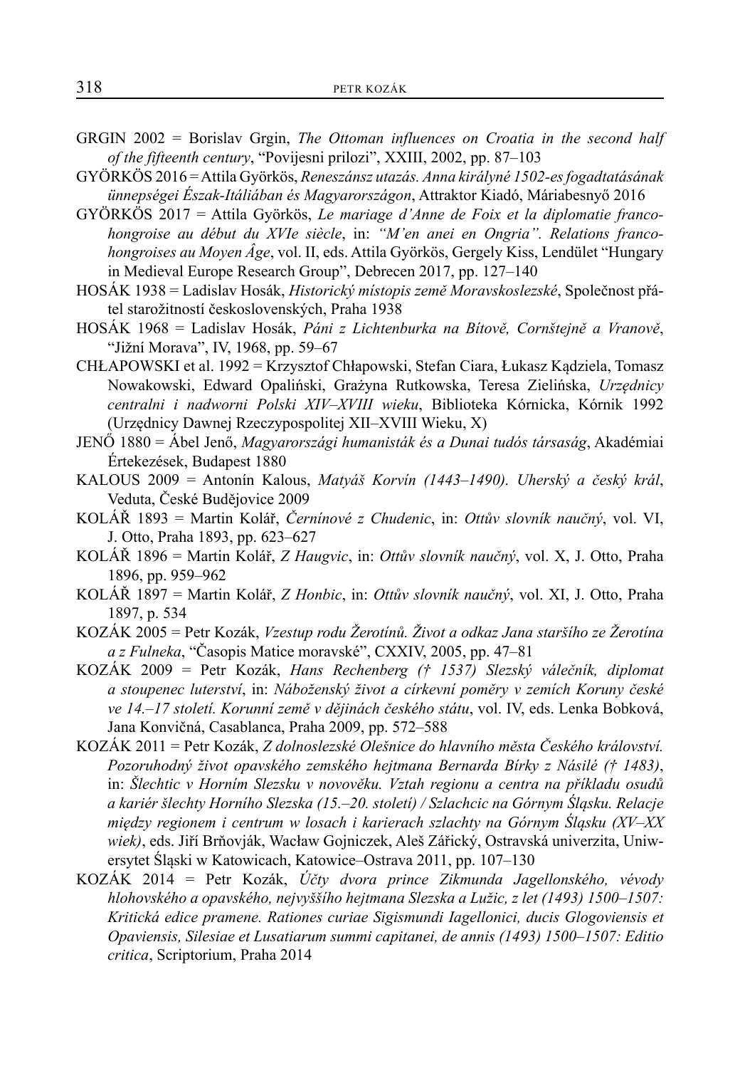GRGIN 2002 = Borislav Grgin, *The Ottoman influences on Croatia in the second half of the fifteenth century*, "Povijesni prilozi", XXIII, 2002, pp. 87–103

GYÖRKÖS 2016 = Attila Györkös, *Reneszánsz utazás. Anna királyné 1502-es fogadtatásának ünnepségei Észak-Itáliában és Magyarországon*, Attraktor Kiadó, Máriabesnyő 2016

GYÖRKÖS 2017 = Attila Györkös, *Le mariage d'Anne de Foix et la diplomatie franco-hongroise au début du XVIe siècle*, in: *"M'en anei en Ongria". Relations franco-hongroises au Moyen Âge*, vol. II, eds. Attila Györkös, Gergely Kiss, Lendület "Hungary in Medieval Europe Research Group", Debrecen 2017, pp. 127–140

HOSÁK 1938 = Ladislav Hosák, *Historický místopis země Moravskoslezské*, Společnost přátel starožitností československých, Praha 1938

HOSÁK 1968 = Ladislav Hosák, *Páni z Lichtenburka na Bítově, Cornštejně a Vranově*, "Jižní Morava", IV, 1968, pp. 59–67

CHŁAPOWSKI et al. 1992 = Krzysztof Chłapowski, Stefan Ciara, Łukasz Kądziela, Tomasz Nowakowski, Edward Opaliński, Grażyna Rutkowska, Teresa Zielińska, *Urzędnicy centralni i nadworni Polski XIV–XVIII wieku*, Biblioteka Kórnicka, Kórnik 1992 (Urzędnicy Dawnej Rzeczypospolitej XII–XVIII Wieku, X)

JENŐ 1880 = Ábel Jenő, *Magyarországi humanisták és a Dunai tudós társaság*, Akadémiai Értekezések, Budapest 1880

KALOUS 2009 = Antonín Kalous, *Matyáš Korvín (1443–1490). Uherský a český král*, Veduta, České Budějovice 2009

KOLÁŘ 1893 = Martin Kolář, *Černínové z Chudenic*, in: *Ottův slovník naučný*, vol. VI, J. Otto, Praha 1893, pp. 623–627

KOLÁŘ 1896 = Martin Kolář, *Z Haugvic*, in: *Ottův slovník naučný*, vol. X, J. Otto, Praha 1896, pp. 959–962

KOLÁŘ 1897 = Martin Kolář, *Z Honbic*, in: *Ottův slovník naučný*, vol. XI, J. Otto, Praha 1897, p. 534

KOZÁK 2005 = Petr Kozák, *Vzestup rodu Žerotínů. Život a odkaz Jana staršího ze Žerotína a z Fulneka*, "Časopis Matice moravské", CXXIV, 2005, pp. 47–81

KOZÁK 2009 = Petr Kozák, *Hans Rechenberg († 1537) Slezský válečník, diplomat a stoupenec luterství*, in: *Náboženský život a církevní poměry v zemích Koruny české ve 14.–17 století. Korunní země v dějinách českého státu*, vol. IV, eds. Lenka Bobková, Jana Konvičná, Casablanca, Praha 2009, pp. 572–588

KOZÁK 2011 = Petr Kozák, *Z dolnoslezské Olešnice do hlavního města Českého království. Pozoruhodný život opavského zemského hejtmana Bernarda Birky z Násilé († 1483)*, in: *Šlechtic v Horním Slezsku v novověku. Vztah regionu a centra na příkladu osudů a kariér šlechty Horního Slezska (15.–20. století) / Szlachcic na Górnym Śląsku. Relacje między regionem i centrum w losach i karierach szlachty na Górnym Śląsku (XV–XX wiek)*, eds. Jiří Brňovják, Wacław Gojniczek, Aleš Zářický, Ostravská univerzita, Uniwersytet Śląski w Katowicach, Katowice–Ostrava 2011, pp. 107–130

KOZÁK 2014 = Petr Kozák, *Účty dvora prince Zikmunda Jagellonského, vévody hlohovského a opavského, nejvyššího hejtmana Slezska a Lužic, z let (1493) 1500–1507: Kritická edice pramene. Rationes curiae Sigismundi Iagellonici, ducis Glogoviensis et Opaviensis, Silesiae et Lusatiarum summi capitanei, de annis (1493) 1500–1507: Editio critica*, Scriptorium, Praha 2014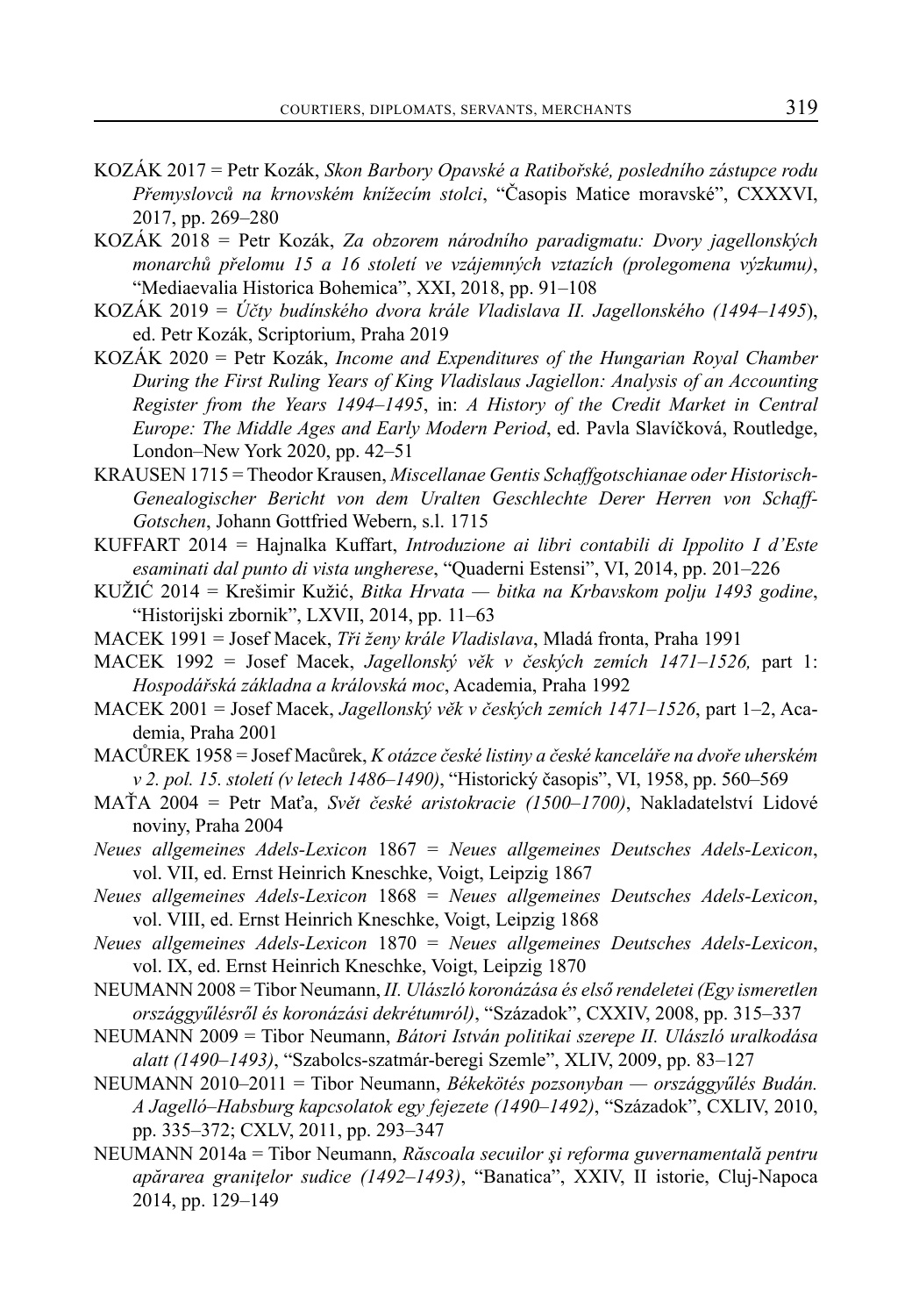KOZÁK 2017 = Petr Kozák, *Skon Barbory Opavské a Ratibořské, posledního zástupce rodu Přemyslovců na krnovském knížecím stolci*, "Časopis Matice moravské", CXXXVI, 2017, pp. 269–280

KOZÁK 2018 = Petr Kozák, *Za obzorem národního paradigmatu: Dvory jagellonských monarchů přelomu 15 a 16 století ve vzájemných vztazích (prolegomena výzkumu)*, "Mediaevalia Historica Bohemica", XXI, 2018, pp. 91–108

KOZÁK 2019 = *Účty budínského dvora krále Vladislava II. Jagellonského (1494–1495*), ed. Petr Kozák, Scriptorium, Praha 2019

KOZÁK 2020 = Petr Kozák, *Income and Expenditures of the Hungarian Royal Chamber During the First Ruling Years of King Vladislaus Jagiellon: Analysis of an Accounting Register from the Years 1494–1495*, in: *A History of the Credit Market in Central Europe: The Middle Ages and Early Modern Period*, ed. Pavla Slavíčková, Routledge, London–New York 2020, pp. 42–51

KRAUSEN 1715 = Theodor Krausen, *Miscellanae Gentis Schaffgotschianae oder Historisch-Genealogischer Bericht von dem Uralten Geschlechte Derer Herren von Schaff-Gotschen*, Johann Gottfried Webern, s.l. 1715

KUFFART 2014 = Hajnalka Kuffart, *Introduzione ai libri contabili di Ippolito I d'Este esaminati dal punto di vista ungherese*, "Quaderni Estensi", VI, 2014, pp. 201–226

KUŽIĆ 2014 = Krešimir Kužić, *Bitka Hrvata — bitka na Krbavskom polju 1493 godine*, "Historijski zbornik", LXVII, 2014, pp. 11–63

MACEK 1991 = Josef Macek, *Tři ženy krále Vladislava*, Mladá fronta, Praha 1991

MACEK 1992 = Josef Macek, *Jagellonský věk v českých zemích 1471–1526,* part 1: *Hospodářská základna a královská moc*, Academia, Praha 1992

MACEK 2001 = Josef Macek, *Jagellonský věk v českých zemích 1471–1526*, part 1–2, Academia, Praha 2001

MACŮREK 1958 = Josef Macůrek, *K otázce české listiny a české kanceláře na dvoře uherském v 2. pol. 15. století (v letech 1486–1490)*, "Historický časopis", VI, 1958, pp. 560–569

MAŤA 2004 = Petr Maťa, *Svět české aristokracie (1500–1700)*, Nakladatelství Lidové noviny, Praha 2004

*Neues allgemeines Adels-Lexicon* 1867 = *Neues allgemeines Deutsches Adels-Lexicon*, vol. VII, ed. Ernst Heinrich Kneschke, Voigt, Leipzig 1867

*Neues allgemeines Adels-Lexicon* 1868 = *Neues allgemeines Deutsches Adels-Lexicon*, vol. VIII, ed. Ernst Heinrich Kneschke, Voigt, Leipzig 1868

*Neues allgemeines Adels-Lexicon* 1870 = *Neues allgemeines Deutsches Adels-Lexicon*, vol. IX, ed. Ernst Heinrich Kneschke, Voigt, Leipzig 1870

NEUMANN 2008 = Tibor Neumann, *II. Ulászló koronázása és első rendeletei (Egy ismeretlen országgyűlésről és koronázási dekrétumról)*, "Századok", CXXIV, 2008, pp. 315–337

NEUMANN 2009 = Tibor Neumann, *Bátori István politikai szerepe II. Ulászló uralkodása alatt (1490–1493)*, "Szabolcs-szatmár-beregi Szemle", XLIV, 2009, pp. 83–127

NEUMANN 2010–2011 = Tibor Neumann, *Békekötés pozsonyban — országgyűlés Budán. A Jagelló–Habsburg kapcsolatok egy fejezete (1490–1492)*, "Századok", CXLIV, 2010, pp. 335–372; CXLV, 2011, pp. 293–347

NEUMANN 2014a = Tibor Neumann, *Răscoala secuilor şi reforma guvernamentală pentru apărarea graniţelor sudice (1492–1493)*, "Banatica", XXIV, II istorie, Cluj-Napoca 2014, pp. 129–149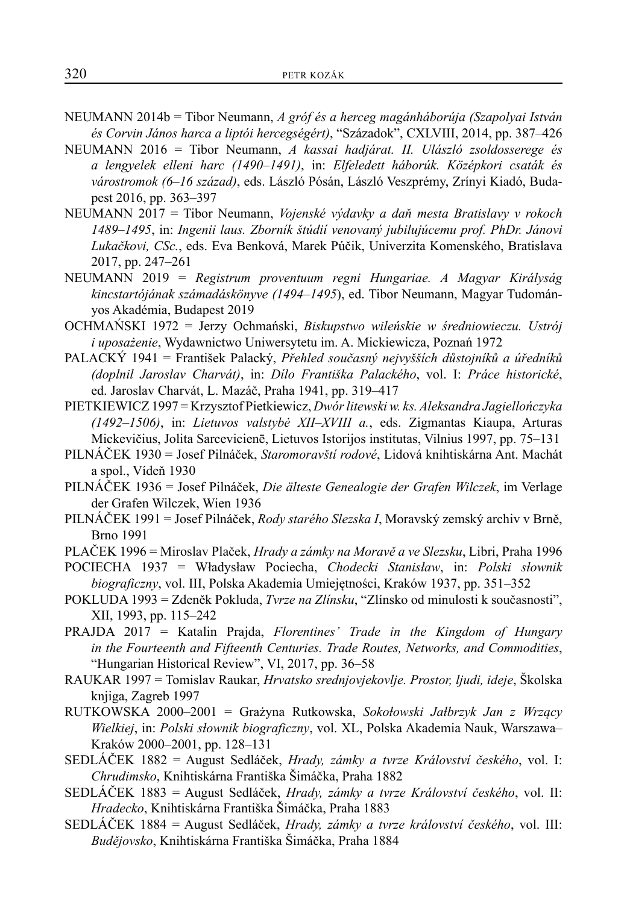NEUMANN 2014b = Tibor Neumann, *A gróf és a herceg magánháborúja (Szapolyai István és Corvin János harca a liptói hercegségért)*, "Századok", CXLVIII, 2014, pp. 387–426

NEUMANN 2016 = Tibor Neumann, *A kassai hadjárat. II. Ulászló zsoldosserege és a lengyelek elleni harc (1490–1491)*, in: *Elfeledett háborúk. Középkori csaták és várostromok (6–16 század)*, eds. László Pósán, László Veszprémy, Zrínyi Kiadó, Budapest 2016, pp. 363–397

NEUMANN 2017 = Tibor Neumann, *Vojenské výdavky a daň mesta Bratislavy v rokoch 1489–1495*, in: *Ingenii laus. Zborník štúdií venovaný jubilujúcemu prof. PhDr. Jánovi Lukačkovi, CSc.*, eds. Eva Benková, Marek Púčik, Univerzita Komenského, Bratislava 2017, pp. 247–261

NEUMANN 2019 = *Registrum proventuum regni Hungariae. A Magyar Királyság kincstartójának számadáskönyve (1494–1495*), ed. Tibor Neumann, Magyar Tudományos Akadémia, Budapest 2019

OCHMAŃSKI 1972 = Jerzy Ochmański, *Biskupstwo wileńskie w średniowieczu. Ustrój i uposażenie*, Wydawnictwo Uniwersytetu im. A. Mickiewicza, Poznań 1972

PALACKÝ 1941 = František Palacký, *Přehled současný nejvyšších důstojníků a úředníků (doplnil Jaroslav Charvát)*, in: *Dílo Františka Palackého*, vol. I: *Práce historické*, ed. Jaroslav Charvát, L. Mazáč, Praha 1941, pp. 319–417

PIETKIEWICZ 1997 = Krzysztof Pietkiewicz, *Dwór litewski w. ks. Aleksandra Jagiellończyka (1492–1506)*, in: *Lietuvos valstybė XII–XVIII a.*, eds. Zigmantas Kiaupa, Arturas Mickevičius, Jolita Sarcevicienē, Lietuvos Istorijos institutas, Vilnius 1997, pp. 75–131

PILNÁČEK 1930 = Josef Pilnáček, *Staromoravští rodové*, Lidová knihtiskárna Ant. Machát a spol., Vídeň 1930

PILNÁČEK 1936 = Josef Pilnáček, *Die älteste Genealogie der Grafen Wilczek*, im Verlage der Grafen Wilczek, Wien 1936

PILNÁČEK 1991 = Josef Pilnáček, *Rody starého Slezska I*, Moravský zemský archiv v Brně, Brno 1991

PLAČEK 1996 = Miroslav Plaček, *Hrady a zámky na Moravě a ve Slezsku*, Libri, Praha 1996

POCIECHA 1937 = Władysław Pociecha, *Chodecki Stanisław*, in: *Polski słownik biograficzny*, vol. III, Polska Akademia Umiejętności, Kraków 1937, pp. 351–352

POKLUDA 1993 = Zdeněk Pokluda, *Tvrze na Zlínsku*, "Zlínsko od minulosti k současnosti", XII, 1993, pp. 115–242

PRAJDA 2017 = Katalin Prajda, *Florentines' Trade in the Kingdom of Hungary in the Fourteenth and Fifteenth Centuries. Trade Routes, Networks, and Commodities*, "Hungarian Historical Review", VI, 2017, pp. 36–58

RAUKAR 1997 = Tomislav Raukar, *Hrvatsko srednjovjekovlje. Prostor, ljudi, ideje*, Školska knjiga, Zagreb 1997

RUTKOWSKA 2000–2001 = Grażyna Rutkowska, *Sokołowski Jałbrzyk Jan z Wrzący Wielkiej*, in: *Polski słownik biograficzny*, vol. XL, Polska Akademia Nauk, Warszawa–Kraków 2000–2001, pp. 128–131

SEDLÁČEK 1882 = August Sedláček, *Hrady, zámky a tvrze Království českého*, vol. I: *Chrudimsko*, Knihtiskárna Františka Šimáčka, Praha 1882

SEDLÁČEK 1883 = August Sedláček, *Hrady, zámky a tvrze Království českého*, vol. II: *Hradecko*, Knihtiskárna Františka Šimáčka, Praha 1883

SEDLÁČEK 1884 = August Sedláček, *Hrady, zámky a tvrze království českého*, vol. III: *Budějovsko*, Knihtiskárna Františka Šimáčka, Praha 1884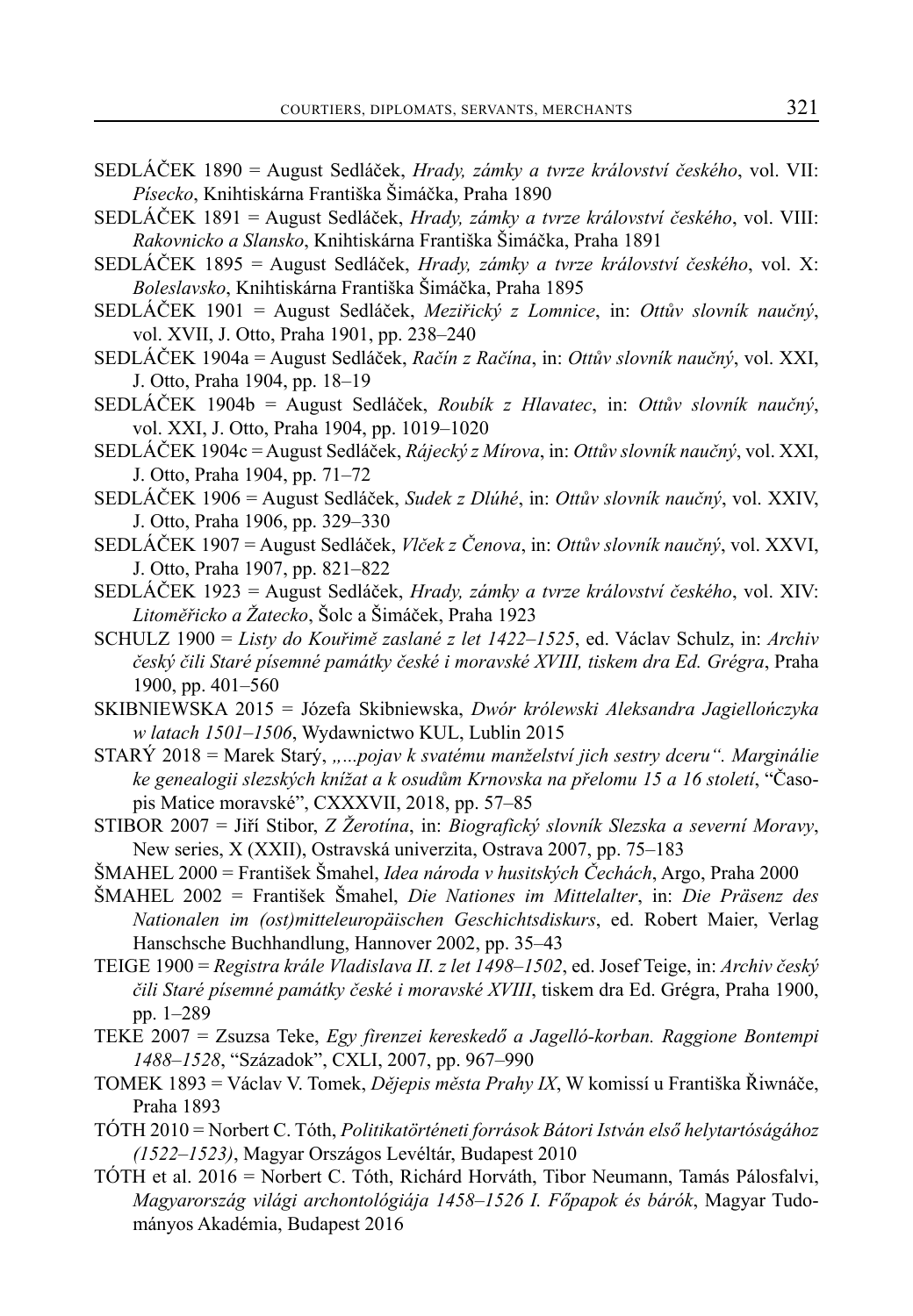SEDLÁČEK 1890 = August Sedláček, *Hrady, zámky a tvrze království českého*, vol. VII: *Písecko*, Knihtiskárna Františka Šimáčka, Praha 1890

SEDLÁČEK 1891 = August Sedláček, *Hrady, zámky a tvrze království českého*, vol. VIII: *Rakovnicko a Slansko*, Knihtiskárna Františka Šimáčka, Praha 1891

SEDLÁČEK 1895 = August Sedláček, *Hrady, zámky a tvrze království českého*, vol. X: *Boleslavsko*, Knihtiskárna Františka Šimáčka, Praha 1895

SEDLÁČEK 1901 = August Sedláček, *Meziřický z Lomnice*, in: *Ottův slovník naučný*, vol. XVII, J. Otto, Praha 1901, pp. 238–240

SEDLÁČEK 1904a = August Sedláček, *Račín z Račína*, in: *Ottův slovník naučný*, vol. XXI, J. Otto, Praha 1904, pp. 18–19

SEDLÁČEK 1904b = August Sedláček, *Roubík z Hlavatec*, in: *Ottův slovník naučný*, vol. XXI, J. Otto, Praha 1904, pp. 1019–1020

SEDLÁČEK 1904c = August Sedláček, *Rájecký z Mírova*, in: *Ottův slovník naučný*, vol. XXI, J. Otto, Praha 1904, pp. 71–72

SEDLÁČEK 1906 = August Sedláček, *Sudek z Dlúhé*, in: *Ottův slovník naučný*, vol. XXIV, J. Otto, Praha 1906, pp. 329–330

SEDLÁČEK 1907 = August Sedláček, *Vlček z Čenova*, in: *Ottův slovník naučný*, vol. XXVI, J. Otto, Praha 1907, pp. 821–822

SEDLÁČEK 1923 = August Sedláček, *Hrady, zámky a tvrze království českého*, vol. XIV: *Litoměřicko a Žatecko*, Šolc a Šimáček, Praha 1923

SCHULZ 1900 = *Listy do Kouřimě zaslané z let 1422–1525*, ed. Václav Schulz, in: *Archiv český čili Staré písemné památky české i moravské XVIII, tiskem dra Ed. Grégra*, Praha 1900, pp. 401–560

SKIBNIEWSKA 2015 = Józefa Skibniewska, *Dwór królewski Aleksandra Jagiellończyka w latach 1501–1506*, Wydawnictwo KUL, Lublin 2015

STARÝ 2018 = Marek Starý, *„...pojav k svatému manželství jich sestry dceru". Marginálie ke genealogii slezských knížat a k osudům Krnovska na přelomu 15 a 16 století*, "Časopis Matice moravské", CXXXVII, 2018, pp. 57–85

STIBOR 2007 = Jiří Stibor, *Z Žerotína*, in: *Biografický slovník Slezska a severní Moravy*, New series, X (XXII), Ostravská univerzita, Ostrava 2007, pp. 75–183

ŠMAHEL 2000 = František Šmahel, *Idea národa v husitských Čechách*, Argo, Praha 2000

ŠMAHEL 2002 = František Šmahel, *Die Nationes im Mittelalter*, in: *Die Präsenz des Nationalen im (ost)mitteleuropäischen Geschichtsdiskurs*, ed. Robert Maier, Verlag Hanschsche Buchhandlung, Hannover 2002, pp. 35–43

TEIGE 1900 = *Registra krále Vladislava II. z let 1498–1502*, ed. Josef Teige, in: *Archiv český čili Staré písemné památky české i moravské XVIII*, tiskem dra Ed. Grégra, Praha 1900, pp. 1–289

TEKE 2007 = Zsuzsa Teke, *Egy firenzei kereskedő a Jagelló-korban. Raggione Bontempi 1488–1528*, "Századok", CXLI, 2007, pp. 967–990

TOMEK 1893 = Václav V. Tomek, *Dějepis města Prahy IX*, W komissí u Františka Řiwnáče, Praha 1893

TÓTH 2010 = Norbert C. Tóth, *Politikatörténeti források Bátori István első helytartóságához (1522–1523)*, Magyar Országos Levéltár, Budapest 2010

TÓTH et al. 2016 = Norbert C. Tóth, Richárd Horváth, Tibor Neumann, Tamás Pálosfalvi, *Magyarország világi archontológiája 1458–1526 I. Főpapok és bárók*, Magyar Tudományos Akadémia, Budapest 2016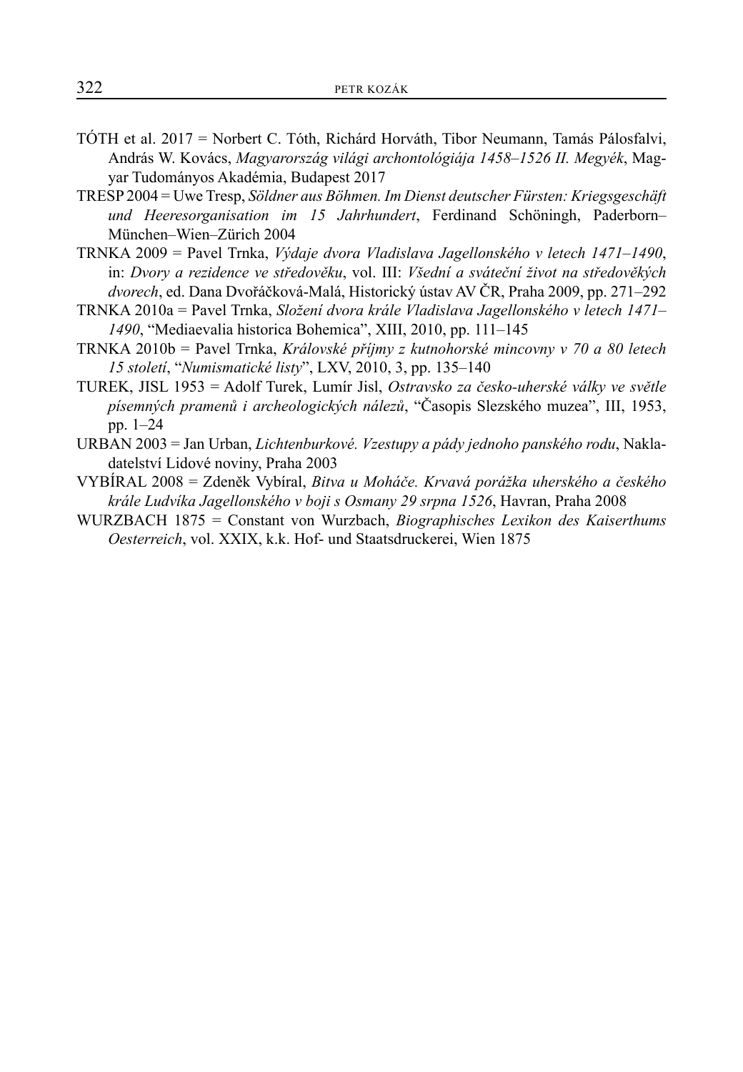TÓTH et al. 2017 = Norbert C. Tóth, Richárd Horváth, Tibor Neumann, Tamás Pálosfalvi, András W. Kovács, *Magyarország világi archontológiája 1458–1526 II. Megyék*, Magyar Tudományos Akadémia, Budapest 2017

TRESP 2004 = Uwe Tresp, *Söldner aus Böhmen. Im Dienst deutscher Fürsten: Kriegsgeschäft und Heeresorganisation im 15 Jahrhundert*, Ferdinand Schöningh, Paderborn–München–Wien–Zürich 2004

TRNKA 2009 = Pavel Trnka, *Výdaje dvora Vladislava Jagellonského v letech 1471–1490*, in: *Dvory a rezidence ve středověku*, vol. III: *Všední a sváteční život na středověkých dvorech*, ed. Dana Dvořáčková-Malá, Historický ústav AV ČR, Praha 2009, pp. 271–292

TRNKA 2010a = Pavel Trnka, *Složení dvora krále Vladislava Jagellonského v letech 1471–1490*, "Mediaevalia historica Bohemica", XIII, 2010, pp. 111–145

TRNKA 2010b = Pavel Trnka, *Královské příjmy z kutnohorské mincovny v 70 a 80 letech 15 století*, "*Numismatické listy*", LXV, 2010, 3, pp. 135–140

TUREK, JISL 1953 = Adolf Turek, Lumír Jisl, *Ostravsko za česko-uherské války ve světle písemných pramenů i archeologických nálezů*, "Časopis Slezského muzea", III, 1953, pp. 1–24

URBAN 2003 = Jan Urban, *Lichtenburkové. Vzestupy a pády jednoho panského rodu*, Nakladatelství Lidové noviny, Praha 2003

VYBÍRAL 2008 = Zdeněk Vybíral, *Bitva u Moháče. Krvavá porážka uherského a českého krále Ludvíka Jagellonského v boji s Osmany 29 srpna 1526*, Havran, Praha 2008

WURZBACH 1875 = Constant von Wurzbach, *Biographisches Lexikon des Kaiserthums Oesterreich*, vol. XXIX, k.k. Hof- und Staatsdruckerei, Wien 1875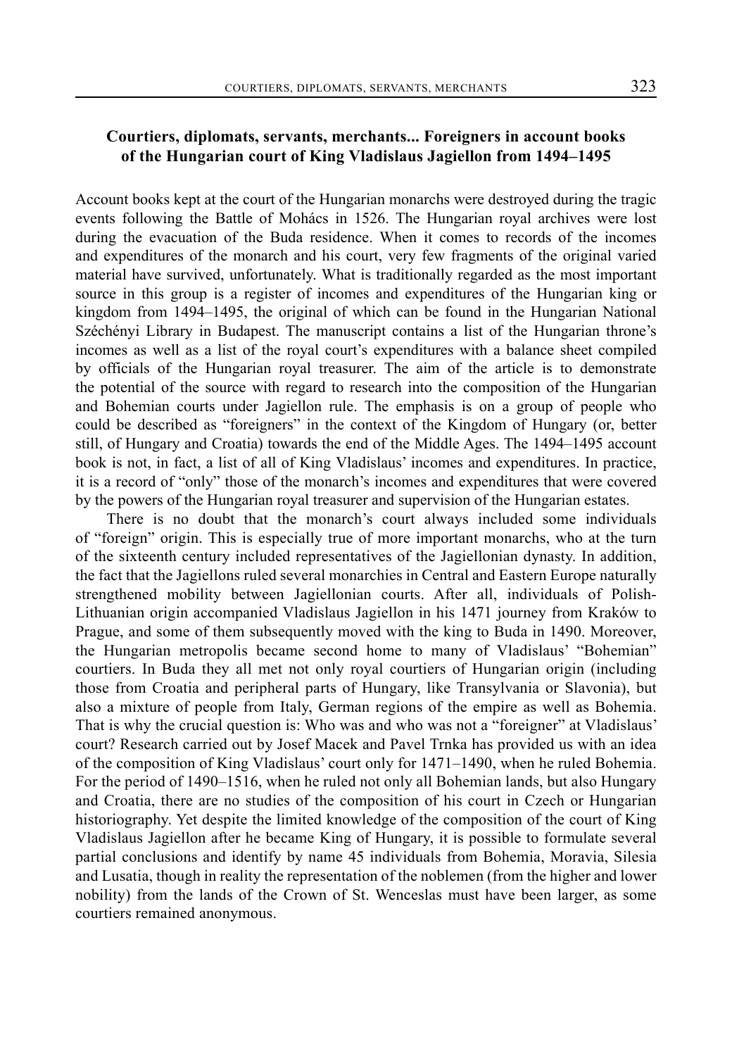**Courtiers, diplomats, servants, merchants... Foreigners in account books of the Hungarian court of King Vladislaus Jagiellon from 1494–1495**

Account books kept at the court of the Hungarian monarchs were destroyed during the tragic events following the Battle of Mohács in 1526. The Hungarian royal archives were lost during the evacuation of the Buda residence. When it comes to records of the incomes and expenditures of the monarch and his court, very few fragments of the original varied material have survived, unfortunately. What is traditionally regarded as the most important source in this group is a register of incomes and expenditures of the Hungarian king or kingdom from 1494–1495, the original of which can be found in the Hungarian National Széchényi Library in Budapest. The manuscript contains a list of the Hungarian throne's incomes as well as a list of the royal court's expenditures with a balance sheet compiled by officials of the Hungarian royal treasurer. The aim of the article is to demonstrate the potential of the source with regard to research into the composition of the Hungarian and Bohemian courts under Jagiellon rule. The emphasis is on a group of people who could be described as "foreigners" in the context of the Kingdom of Hungary (or, better still, of Hungary and Croatia) towards the end of the Middle Ages. The 1494–1495 account book is not, in fact, a list of all of King Vladislaus' incomes and expenditures. In practice, it is a record of "only" those of the monarch's incomes and expenditures that were covered by the powers of the Hungarian royal treasurer and supervision of the Hungarian estates.

There is no doubt that the monarch's court always included some individuals of "foreign" origin. This is especially true of more important monarchs, who at the turn of the sixteenth century included representatives of the Jagiellonian dynasty. In addition, the fact that the Jagiellons ruled several monarchies in Central and Eastern Europe naturally strengthened mobility between Jagiellonian courts. After all, individuals of Polish-Lithuanian origin accompanied Vladislaus Jagiellon in his 1471 journey from Kraków to Prague, and some of them subsequently moved with the king to Buda in 1490. Moreover, the Hungarian metropolis became second home to many of Vladislaus' "Bohemian" courtiers. In Buda they all met not only royal courtiers of Hungarian origin (including those from Croatia and peripheral parts of Hungary, like Transylvania or Slavonia), but also a mixture of people from Italy, German regions of the empire as well as Bohemia. That is why the crucial question is: Who was and who was not a "foreigner" at Vladislaus' court? Research carried out by Josef Macek and Pavel Trnka has provided us with an idea of the composition of King Vladislaus' court only for 1471–1490, when he ruled Bohemia. For the period of 1490–1516, when he ruled not only all Bohemian lands, but also Hungary and Croatia, there are no studies of the composition of his court in Czech or Hungarian historiography. Yet despite the limited knowledge of the composition of the court of King Vladislaus Jagiellon after he became King of Hungary, it is possible to formulate several partial conclusions and identify by name 45 individuals from Bohemia, Moravia, Silesia and Lusatia, though in reality the representation of the noblemen (from the higher and lower nobility) from the lands of the Crown of St. Wenceslas must have been larger, as some courtiers remained anonymous.